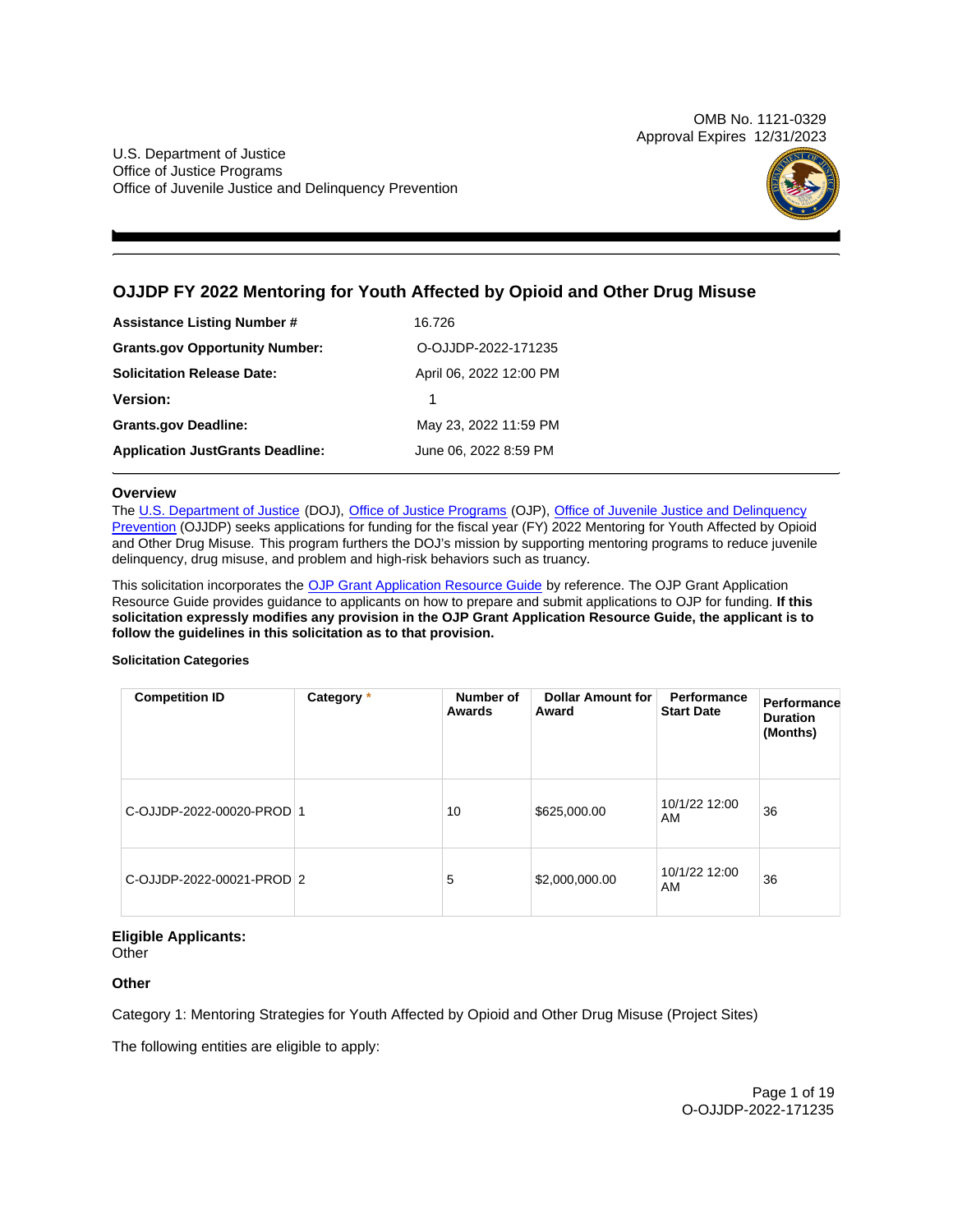OMB No. 1121-0329
Approval Expires 12/31/2023

U.S. Department of Justice
Office of Justice Programs
Office of Juvenile Justice and Delinquency Prevention

# OJJDP FY 2022 Mentoring for Youth Affected by Opioid and Other Drug Misuse

| | |
|---|---|
| **Assistance Listing Number #** | 16.726 |
| **Grants.gov Opportunity Number:** | O-OJJDP-2022-171235 |
| **Solicitation Release Date:** | April 06, 2022 12:00 PM |
| **Version:** | 1 |
| **Grants.gov Deadline:** | May 23, 2022 11:59 PM |
| **Application JustGrants Deadline:** | June 06, 2022 8:59 PM |

## Overview

The U.S. Department of Justice (DOJ), Office of Justice Programs (OJP), Office of Juvenile Justice and Delinquency Prevention (OJJDP) seeks applications for funding for the fiscal year (FY) 2022 Mentoring for Youth Affected by Opioid and Other Drug Misuse. This program furthers the DOJ's mission by supporting mentoring programs to reduce juvenile delinquency, drug misuse, and problem and high-risk behaviors such as truancy.

This solicitation incorporates the OJP Grant Application Resource Guide by reference. The OJP Grant Application Resource Guide provides guidance to applicants on how to prepare and submit applications to OJP for funding. **If this solicitation expressly modifies any provision in the OJP Grant Application Resource Guide, the applicant is to follow the guidelines in this solicitation as to that provision.**

#### Solicitation Categories

| Competition ID | Category * | Number of Awards | Dollar Amount for Award | Performance Start Date | Performance Duration (Months) |
|---|---|---|---|---|---|
| C-OJJDP-2022-00020-PROD | 1 | 10 | $625,000.00 | 10/1/22 12:00 AM | 36 |
| C-OJJDP-2022-00021-PROD | 2 | 5 | $2,000,000.00 | 10/1/22 12:00 AM | 36 |

**Eligible Applicants:**
Other

**Other**

Category 1: Mentoring Strategies for Youth Affected by Opioid and Other Drug Misuse (Project Sites)

The following entities are eligible to apply: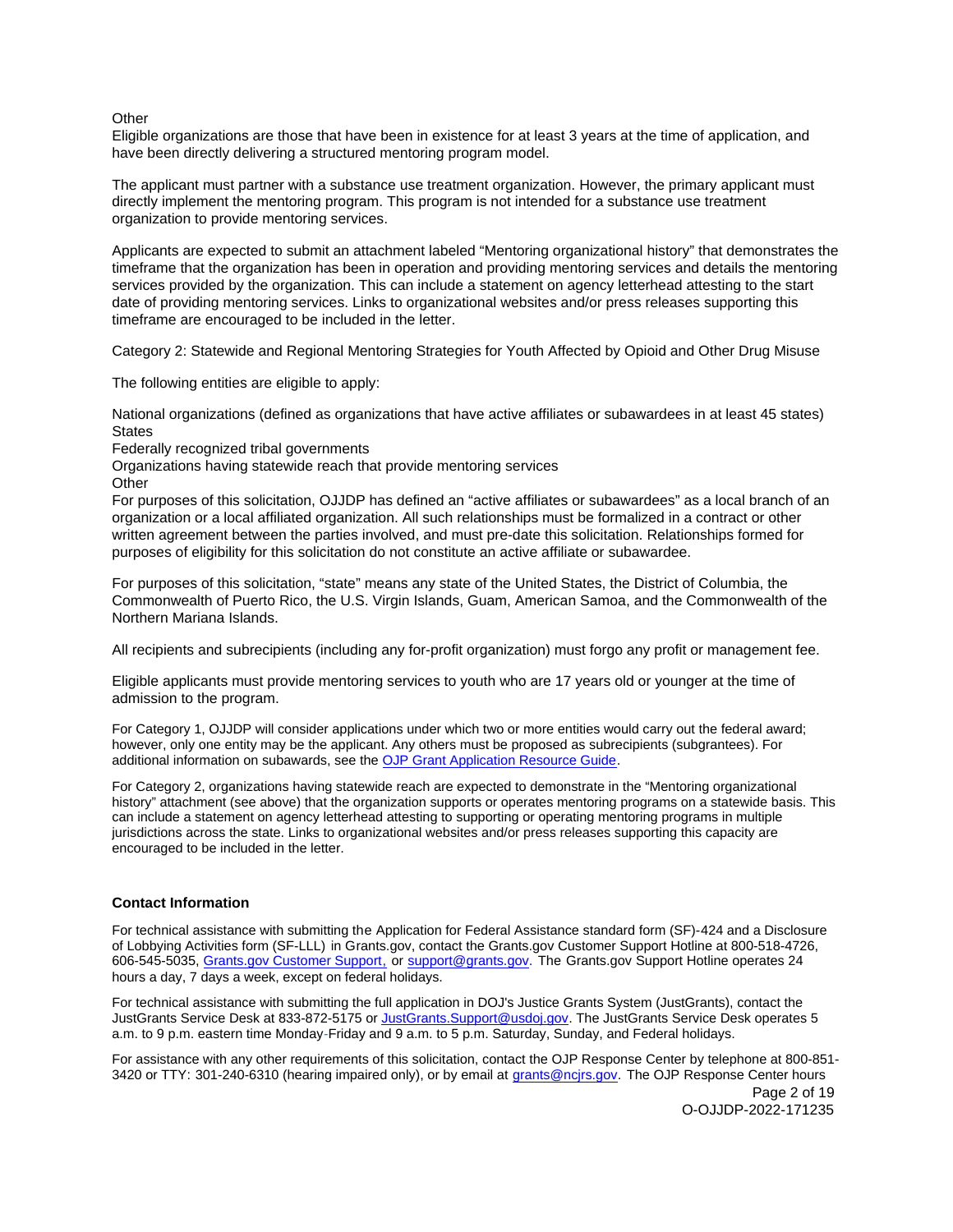Other

Eligible organizations are those that have been in existence for at least 3 years at the time of application, and have been directly delivering a structured mentoring program model.

The applicant must partner with a substance use treatment organization. However, the primary applicant must directly implement the mentoring program. This program is not intended for a substance use treatment organization to provide mentoring services.

Applicants are expected to submit an attachment labeled "Mentoring organizational history" that demonstrates the timeframe that the organization has been in operation and providing mentoring services and details the mentoring services provided by the organization. This can include a statement on agency letterhead attesting to the start date of providing mentoring services. Links to organizational websites and/or press releases supporting this timeframe are encouraged to be included in the letter.

Category 2: Statewide and Regional Mentoring Strategies for Youth Affected by Opioid and Other Drug Misuse

The following entities are eligible to apply:

National organizations (defined as organizations that have active affiliates or subawardees in at least 45 states)
States
Federally recognized tribal governments
Organizations having statewide reach that provide mentoring services
Other

For purposes of this solicitation, OJJDP has defined an "active affiliates or subawardees" as a local branch of an organization or a local affiliated organization. All such relationships must be formalized in a contract or other written agreement between the parties involved, and must pre-date this solicitation. Relationships formed for purposes of eligibility for this solicitation do not constitute an active affiliate or subawardee.

For purposes of this solicitation, "state" means any state of the United States, the District of Columbia, the Commonwealth of Puerto Rico, the U.S. Virgin Islands, Guam, American Samoa, and the Commonwealth of the Northern Mariana Islands.

All recipients and subrecipients (including any for-profit organization) must forgo any profit or management fee.

Eligible applicants must provide mentoring services to youth who are 17 years old or younger at the time of admission to the program.

For Category 1, OJJDP will consider applications under which two or more entities would carry out the federal award; however, only one entity may be the applicant. Any others must be proposed as subrecipients (subgrantees). For additional information on subawards, see the [OJP Grant Application Resource Guide](https://www.ojp.gov/funding/apply/ojp-grant-application-resource-guide).

For Category 2, organizations having statewide reach are expected to demonstrate in the "Mentoring organizational history" attachment (see above) that the organization supports or operates mentoring programs on a statewide basis. This can include a statement on agency letterhead attesting to supporting or operating mentoring programs in multiple jurisdictions across the state. Links to organizational websites and/or press releases supporting this capacity are encouraged to be included in the letter.

### Contact Information

For technical assistance with submitting the Application for Federal Assistance standard form (SF)-424 and a Disclosure of Lobbying Activities form (SF-LLL) in Grants.gov, contact the Grants.gov Customer Support Hotline at 800-518-4726, 606-545-5035, [Grants.gov Customer Support,](https://www.grants.gov/web/grants/support.html) or [support@grants.gov](mailto:support@grants.gov). The Grants.gov Support Hotline operates 24 hours a day, 7 days a week, except on federal holidays.

For technical assistance with submitting the full application in DOJ's Justice Grants System (JustGrants), contact the JustGrants Service Desk at 833-872-5175 or [JustGrants.Support@usdoj.gov](mailto:JustGrants.Support@usdoj.gov). The JustGrants Service Desk operates 5 a.m. to 9 p.m. eastern time Monday-Friday and 9 a.m. to 5 p.m. Saturday, Sunday, and Federal holidays.

For assistance with any other requirements of this solicitation, contact the OJP Response Center by telephone at 800-851-3420 or TTY: 301-240-6310 (hearing impaired only), or by email at [grants@ncjrs.gov](mailto:grants@ncjrs.gov). The OJP Response Center hours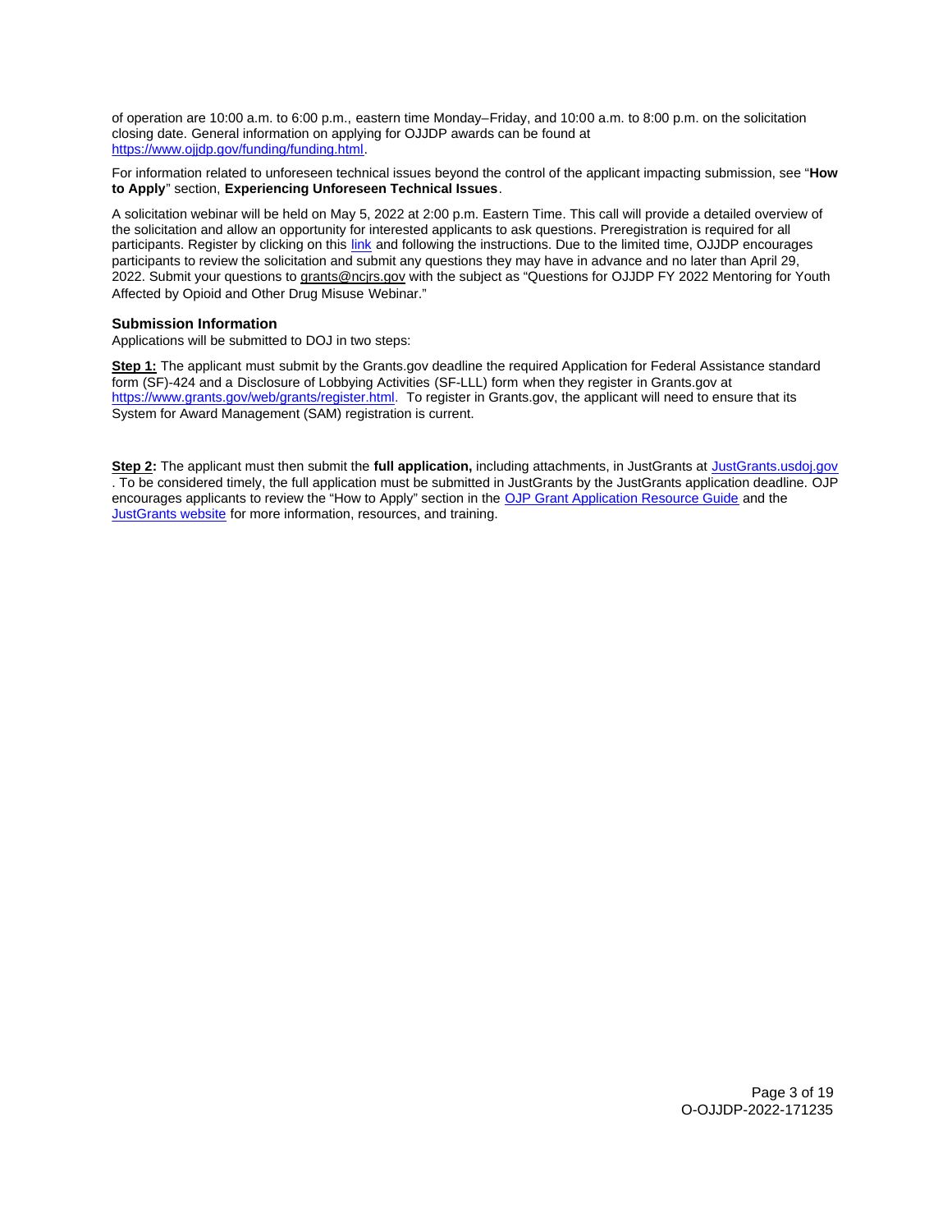of operation are 10:00 a.m. to 6:00 p.m., eastern time Monday–Friday, and 10:00 a.m. to 8:00 p.m. on the solicitation closing date. General information on applying for OJJDP awards can be found at [https://www.ojjdp.gov/funding/funding.html](https://www.ojjdp.gov/funding/funding.html).

For information related to unforeseen technical issues beyond the control of the applicant impacting submission, see "**How to Apply**" section, **Experiencing Unforeseen Technical Issues**.

A solicitation webinar will be held on May 5, 2022 at 2:00 p.m. Eastern Time. This call will provide a detailed overview of the solicitation and allow an opportunity for interested applicants to ask questions. Preregistration is required for all participants. Register by clicking on this link and following the instructions. Due to the limited time, OJJDP encourages participants to review the solicitation and submit any questions they may have in advance and no later than April 29, 2022. Submit your questions to grants@ncjrs.gov with the subject as "Questions for OJJDP FY 2022 Mentoring for Youth Affected by Opioid and Other Drug Misuse Webinar."

### Submission Information

Applications will be submitted to DOJ in two steps:

**Step 1:** The applicant must submit by the Grants.gov deadline the required Application for Federal Assistance standard form (SF)-424 and a Disclosure of Lobbying Activities (SF-LLL) form when they register in Grants.gov at [https://www.grants.gov/web/grants/register.html](https://www.grants.gov/web/grants/register.html). To register in Grants.gov, the applicant will need to ensure that its System for Award Management (SAM) registration is current.

**Step 2:** The applicant must then submit the **full application,** including attachments, in JustGrants at JustGrants.usdoj.gov. To be considered timely, the full application must be submitted in JustGrants by the JustGrants application deadline. OJP encourages applicants to review the "How to Apply" section in the OJP Grant Application Resource Guide and the JustGrants website for more information, resources, and training.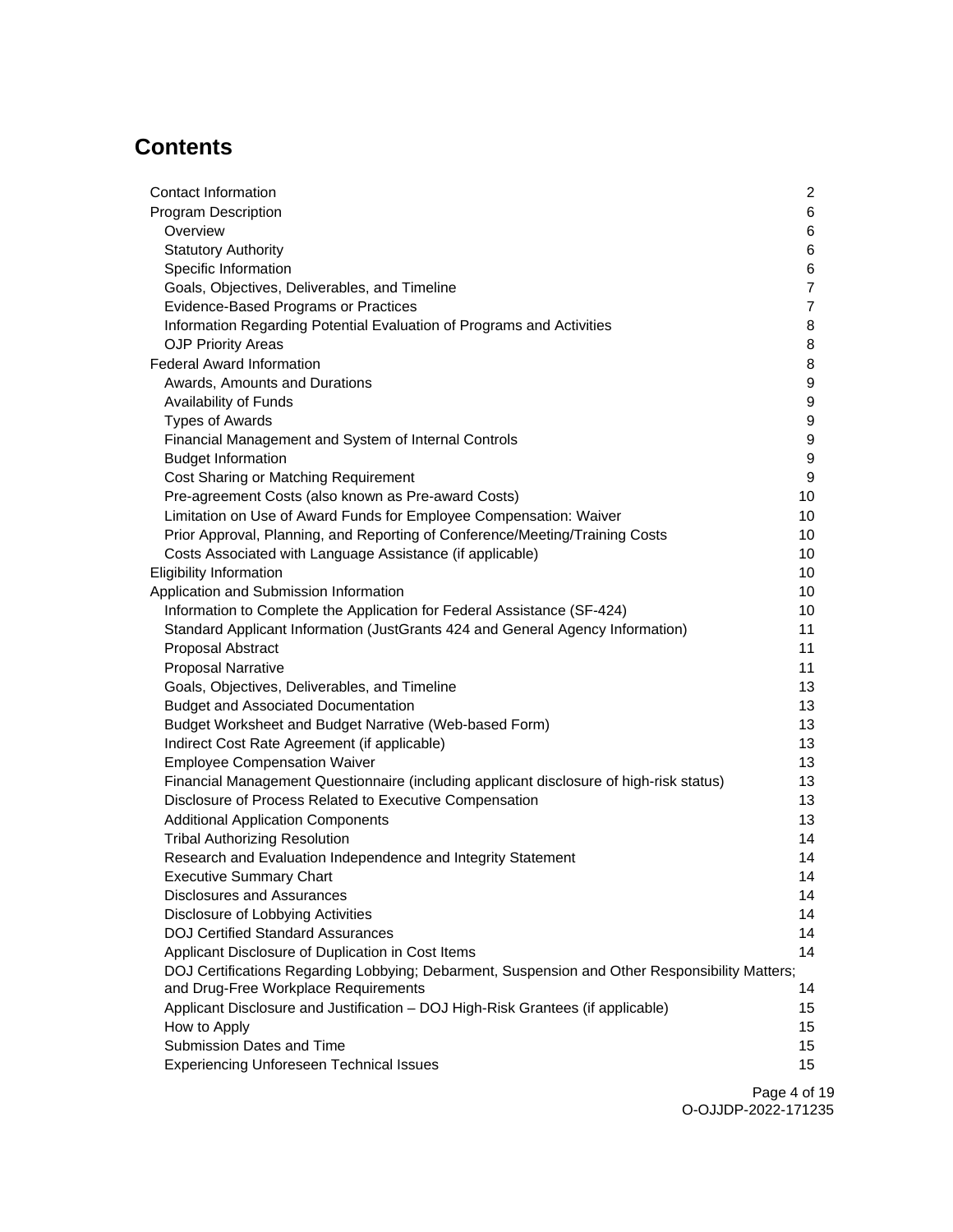# Contents

| | |
|---|---|
| Contact Information | 2 |
| Program Description | 6 |
| Overview | 6 |
| Statutory Authority | 6 |
| Specific Information | 6 |
| Goals, Objectives, Deliverables, and Timeline | 7 |
| Evidence-Based Programs or Practices | 7 |
| Information Regarding Potential Evaluation of Programs and Activities | 8 |
| OJP Priority Areas | 8 |
| Federal Award Information | 8 |
| Awards, Amounts and Durations | 9 |
| Availability of Funds | 9 |
| Types of Awards | 9 |
| Financial Management and System of Internal Controls | 9 |
| Budget Information | 9 |
| Cost Sharing or Matching Requirement | 9 |
| Pre-agreement Costs (also known as Pre-award Costs) | 10 |
| Limitation on Use of Award Funds for Employee Compensation: Waiver | 10 |
| Prior Approval, Planning, and Reporting of Conference/Meeting/Training Costs | 10 |
| Costs Associated with Language Assistance (if applicable) | 10 |
| Eligibility Information | 10 |
| Application and Submission Information | 10 |
| Information to Complete the Application for Federal Assistance (SF-424) | 10 |
| Standard Applicant Information (JustGrants 424 and General Agency Information) | 11 |
| Proposal Abstract | 11 |
| Proposal Narrative | 11 |
| Goals, Objectives, Deliverables, and Timeline | 13 |
| Budget and Associated Documentation | 13 |
| Budget Worksheet and Budget Narrative (Web-based Form) | 13 |
| Indirect Cost Rate Agreement (if applicable) | 13 |
| Employee Compensation Waiver | 13 |
| Financial Management Questionnaire (including applicant disclosure of high-risk status) | 13 |
| Disclosure of Process Related to Executive Compensation | 13 |
| Additional Application Components | 13 |
| Tribal Authorizing Resolution | 14 |
| Research and Evaluation Independence and Integrity Statement | 14 |
| Executive Summary Chart | 14 |
| Disclosures and Assurances | 14 |
| Disclosure of Lobbying Activities | 14 |
| DOJ Certified Standard Assurances | 14 |
| Applicant Disclosure of Duplication in Cost Items | 14 |
| DOJ Certifications Regarding Lobbying; Debarment, Suspension and Other Responsibility Matters; and Drug-Free Workplace Requirements | 14 |
| Applicant Disclosure and Justification – DOJ High-Risk Grantees (if applicable) | 15 |
| How to Apply | 15 |
| Submission Dates and Time | 15 |
| Experiencing Unforeseen Technical Issues | 15 |

O-OJJDP-2022-171235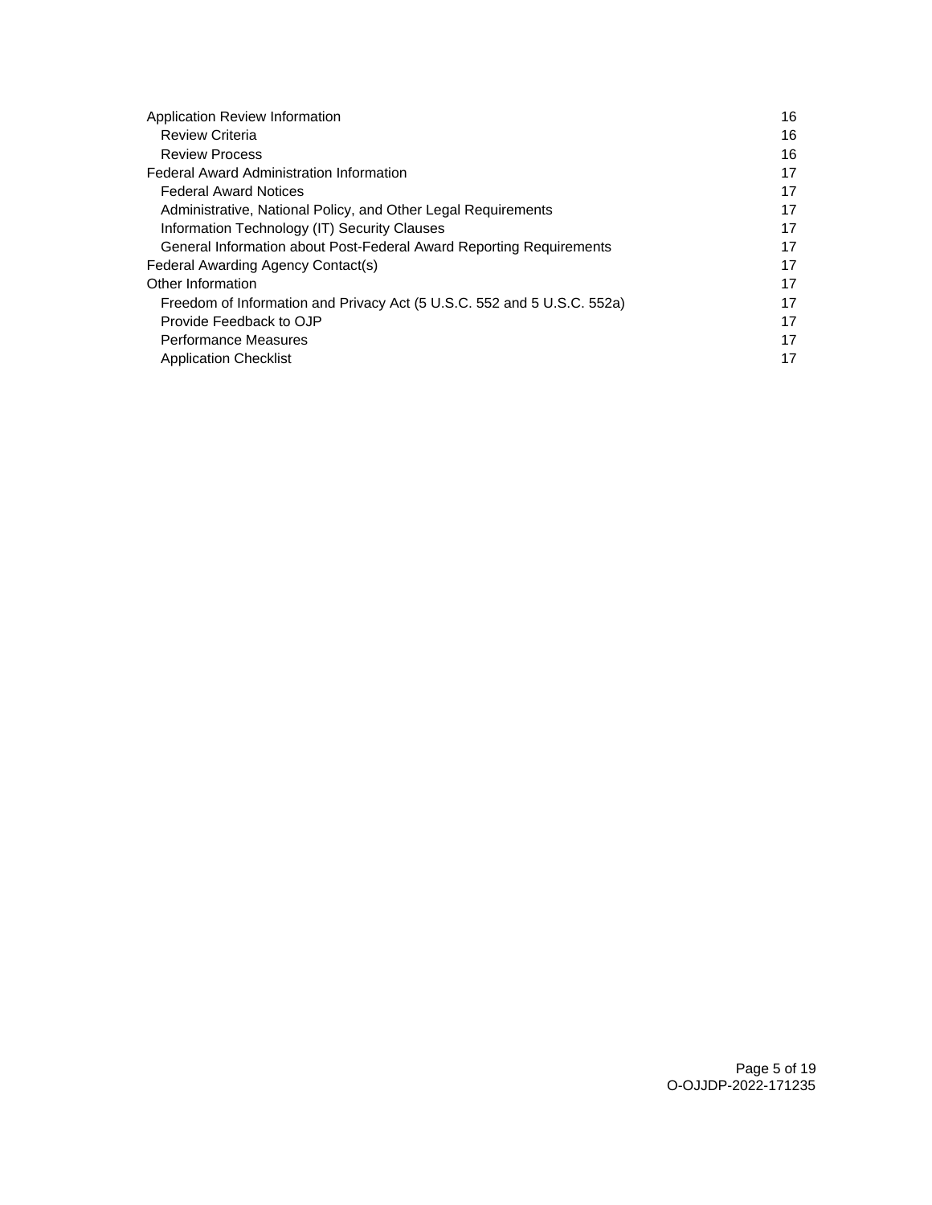| | |
|---|---|
| Application Review Information | 16 |
| Review Criteria | 16 |
| Review Process | 16 |
| Federal Award Administration Information | 17 |
| Federal Award Notices | 17 |
| Administrative, National Policy, and Other Legal Requirements | 17 |
| Information Technology (IT) Security Clauses | 17 |
| General Information about Post-Federal Award Reporting Requirements | 17 |
| Federal Awarding Agency Contact(s) | 17 |
| Other Information | 17 |
| Freedom of Information and Privacy Act (5 U.S.C. 552 and 5 U.S.C. 552a) | 17 |
| Provide Feedback to OJP | 17 |
| Performance Measures | 17 |
| Application Checklist | 17 |

O-OJJDP-2022-171235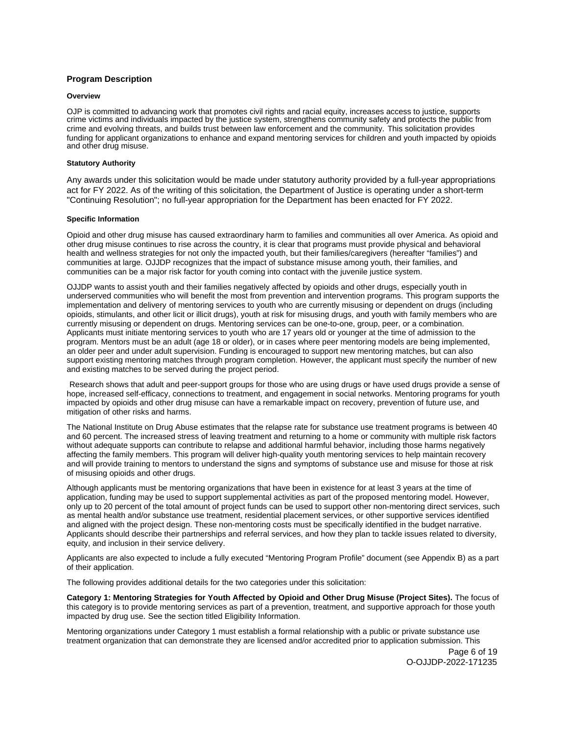## Program Description

### Overview

OJP is committed to advancing work that promotes civil rights and racial equity, increases access to justice, supports crime victims and individuals impacted by the justice system, strengthens community safety and protects the public from crime and evolving threats, and builds trust between law enforcement and the community. This solicitation provides funding for applicant organizations to enhance and expand mentoring services for children and youth impacted by opioids and other drug misuse.

### Statutory Authority

Any awards under this solicitation would be made under statutory authority provided by a full-year appropriations act for FY 2022. As of the writing of this solicitation, the Department of Justice is operating under a short-term "Continuing Resolution"; no full-year appropriation for the Department has been enacted for FY 2022.

### Specific Information

Opioid and other drug misuse has caused extraordinary harm to families and communities all over America. As opioid and other drug misuse continues to rise across the country, it is clear that programs must provide physical and behavioral health and wellness strategies for not only the impacted youth, but their families/caregivers (hereafter "families") and communities at large. OJJDP recognizes that the impact of substance misuse among youth, their families, and communities can be a major risk factor for youth coming into contact with the juvenile justice system.

OJJDP wants to assist youth and their families negatively affected by opioids and other drugs, especially youth in underserved communities who will benefit the most from prevention and intervention programs. This program supports the implementation and delivery of mentoring services to youth who are currently misusing or dependent on drugs (including opioids, stimulants, and other licit or illicit drugs), youth at risk for misusing drugs, and youth with family members who are currently misusing or dependent on drugs. Mentoring services can be one-to-one, group, peer, or a combination. Applicants must initiate mentoring services to youth who are 17 years old or younger at the time of admission to the program. Mentors must be an adult (age 18 or older), or in cases where peer mentoring models are being implemented, an older peer and under adult supervision. Funding is encouraged to support new mentoring matches, but can also support existing mentoring matches through program completion. However, the applicant must specify the number of new and existing matches to be served during the project period.

Research shows that adult and peer-support groups for those who are using drugs or have used drugs provide a sense of hope, increased self-efficacy, connections to treatment, and engagement in social networks. Mentoring programs for youth impacted by opioids and other drug misuse can have a remarkable impact on recovery, prevention of future use, and mitigation of other risks and harms.

The National Institute on Drug Abuse estimates that the relapse rate for substance use treatment programs is between 40 and 60 percent. The increased stress of leaving treatment and returning to a home or community with multiple risk factors without adequate supports can contribute to relapse and additional harmful behavior, including those harms negatively affecting the family members. This program will deliver high-quality youth mentoring services to help maintain recovery and will provide training to mentors to understand the signs and symptoms of substance use and misuse for those at risk of misusing opioids and other drugs.

Although applicants must be mentoring organizations that have been in existence for at least 3 years at the time of application, funding may be used to support supplemental activities as part of the proposed mentoring model. However, only up to 20 percent of the total amount of project funds can be used to support other non-mentoring direct services, such as mental health and/or substance use treatment, residential placement services, or other supportive services identified and aligned with the project design. These non-mentoring costs must be specifically identified in the budget narrative. Applicants should describe their partnerships and referral services, and how they plan to tackle issues related to diversity, equity, and inclusion in their service delivery.

Applicants are also expected to include a fully executed "Mentoring Program Profile" document (see Appendix B) as a part of their application.

The following provides additional details for the two categories under this solicitation:

**Category 1: Mentoring Strategies for Youth Affected by Opioid and Other Drug Misuse (Project Sites).** The focus of this category is to provide mentoring services as part of a prevention, treatment, and supportive approach for those youth impacted by drug use. See the section titled Eligibility Information.

Mentoring organizations under Category 1 must establish a formal relationship with a public or private substance use treatment organization that can demonstrate they are licensed and/or accredited prior to application submission. This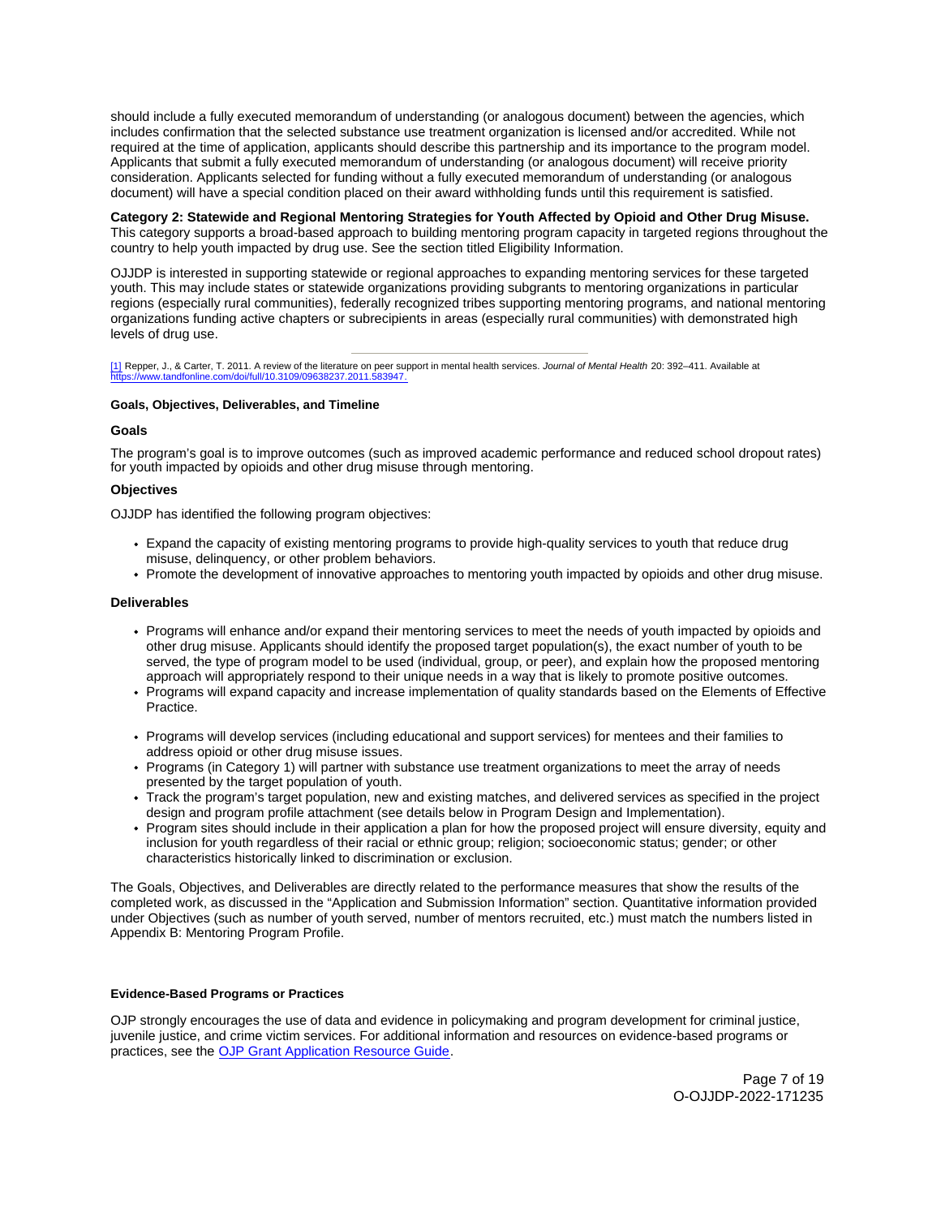should include a fully executed memorandum of understanding (or analogous document) between the agencies, which includes confirmation that the selected substance use treatment organization is licensed and/or accredited. While not required at the time of application, applicants should describe this partnership and its importance to the program model. Applicants that submit a fully executed memorandum of understanding (or analogous document) will receive priority consideration. Applicants selected for funding without a fully executed memorandum of understanding (or analogous document) will have a special condition placed on their award withholding funds until this requirement is satisfied.

**Category 2: Statewide and Regional Mentoring Strategies for Youth Affected by Opioid and Other Drug Misuse.** This category supports a broad-based approach to building mentoring program capacity in targeted regions throughout the country to help youth impacted by drug use. See the section titled Eligibility Information.

OJJDP is interested in supporting statewide or regional approaches to expanding mentoring services for these targeted youth. This may include states or statewide organizations providing subgrants to mentoring organizations in particular regions (especially rural communities), federally recognized tribes supporting mentoring programs, and national mentoring organizations funding active chapters or subrecipients in areas (especially rural communities) with demonstrated high levels of drug use.

---

[1] Repper, J., & Carter, T. 2011. A review of the literature on peer support in mental health services. *Journal of Mental Health* 20: 392–411. Available at https://www.tandfonline.com/doi/full/10.3109/09638237.2011.583947.

#### Goals, Objectives, Deliverables, and Timeline

**Goals**

The program's goal is to improve outcomes (such as improved academic performance and reduced school dropout rates) for youth impacted by opioids and other drug misuse through mentoring.

**Objectives**

OJJDP has identified the following program objectives:

- Expand the capacity of existing mentoring programs to provide high-quality services to youth that reduce drug misuse, delinquency, or other problem behaviors.
- Promote the development of innovative approaches to mentoring youth impacted by opioids and other drug misuse.

**Deliverables**

- Programs will enhance and/or expand their mentoring services to meet the needs of youth impacted by opioids and other drug misuse. Applicants should identify the proposed target population(s), the exact number of youth to be served, the type of program model to be used (individual, group, or peer), and explain how the proposed mentoring approach will appropriately respond to their unique needs in a way that is likely to promote positive outcomes.
- Programs will expand capacity and increase implementation of quality standards based on the Elements of Effective Practice.
- Programs will develop services (including educational and support services) for mentees and their families to address opioid or other drug misuse issues.
- Programs (in Category 1) will partner with substance use treatment organizations to meet the array of needs presented by the target population of youth.
- Track the program's target population, new and existing matches, and delivered services as specified in the project design and program profile attachment (see details below in Program Design and Implementation).
- Program sites should include in their application a plan for how the proposed project will ensure diversity, equity and inclusion for youth regardless of their racial or ethnic group; religion; socioeconomic status; gender; or other characteristics historically linked to discrimination or exclusion.

The Goals, Objectives, and Deliverables are directly related to the performance measures that show the results of the completed work, as discussed in the "Application and Submission Information" section. Quantitative information provided under Objectives (such as number of youth served, number of mentors recruited, etc.) must match the numbers listed in Appendix B: Mentoring Program Profile.

#### Evidence-Based Programs or Practices

OJP strongly encourages the use of data and evidence in policymaking and program development for criminal justice, juvenile justice, and crime victim services. For additional information and resources on evidence-based programs or practices, see the OJP Grant Application Resource Guide.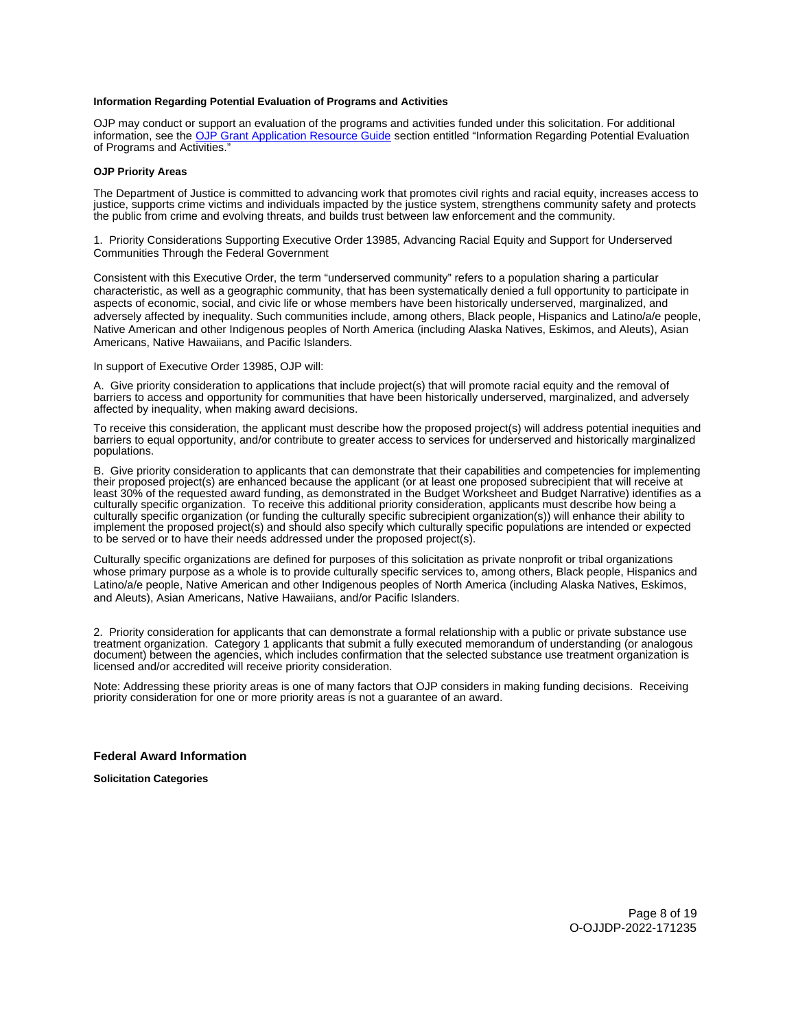**Information Regarding Potential Evaluation of Programs and Activities**

OJP may conduct or support an evaluation of the programs and activities funded under this solicitation. For additional information, see the [OJP Grant Application Resource Guide](OJP Grant Application Resource Guide) section entitled "Information Regarding Potential Evaluation of Programs and Activities."

**OJP Priority Areas**

The Department of Justice is committed to advancing work that promotes civil rights and racial equity, increases access to justice, supports crime victims and individuals impacted by the justice system, strengthens community safety and protects the public from crime and evolving threats, and builds trust between law enforcement and the community.

1. Priority Considerations Supporting Executive Order 13985, Advancing Racial Equity and Support for Underserved Communities Through the Federal Government

Consistent with this Executive Order, the term "underserved community" refers to a population sharing a particular characteristic, as well as a geographic community, that has been systematically denied a full opportunity to participate in aspects of economic, social, and civic life or whose members have been historically underserved, marginalized, and adversely affected by inequality. Such communities include, among others, Black people, Hispanics and Latino/a/e people, Native American and other Indigenous peoples of North America (including Alaska Natives, Eskimos, and Aleuts), Asian Americans, Native Hawaiians, and Pacific Islanders.

In support of Executive Order 13985, OJP will:

A. Give priority consideration to applications that include project(s) that will promote racial equity and the removal of barriers to access and opportunity for communities that have been historically underserved, marginalized, and adversely affected by inequality, when making award decisions.

To receive this consideration, the applicant must describe how the proposed project(s) will address potential inequities and barriers to equal opportunity, and/or contribute to greater access to services for underserved and historically marginalized populations.

B. Give priority consideration to applicants that can demonstrate that their capabilities and competencies for implementing their proposed project(s) are enhanced because the applicant (or at least one proposed subrecipient that will receive at least 30% of the requested award funding, as demonstrated in the Budget Worksheet and Budget Narrative) identifies as a culturally specific organization. To receive this additional priority consideration, applicants must describe how being a culturally specific organization (or funding the culturally specific subrecipient organization(s)) will enhance their ability to implement the proposed project(s) and should also specify which culturally specific populations are intended or expected to be served or to have their needs addressed under the proposed project(s).

Culturally specific organizations are defined for purposes of this solicitation as private nonprofit or tribal organizations whose primary purpose as a whole is to provide culturally specific services to, among others, Black people, Hispanics and Latino/a/e people, Native American and other Indigenous peoples of North America (including Alaska Natives, Eskimos, and Aleuts), Asian Americans, Native Hawaiians, and/or Pacific Islanders.

2. Priority consideration for applicants that can demonstrate a formal relationship with a public or private substance use treatment organization. Category 1 applicants that submit a fully executed memorandum of understanding (or analogous document) between the agencies, which includes confirmation that the selected substance use treatment organization is licensed and/or accredited will receive priority consideration.

Note: Addressing these priority areas is one of many factors that OJP considers in making funding decisions. Receiving priority consideration for one or more priority areas is not a guarantee of an award.

## Federal Award Information

**Solicitation Categories**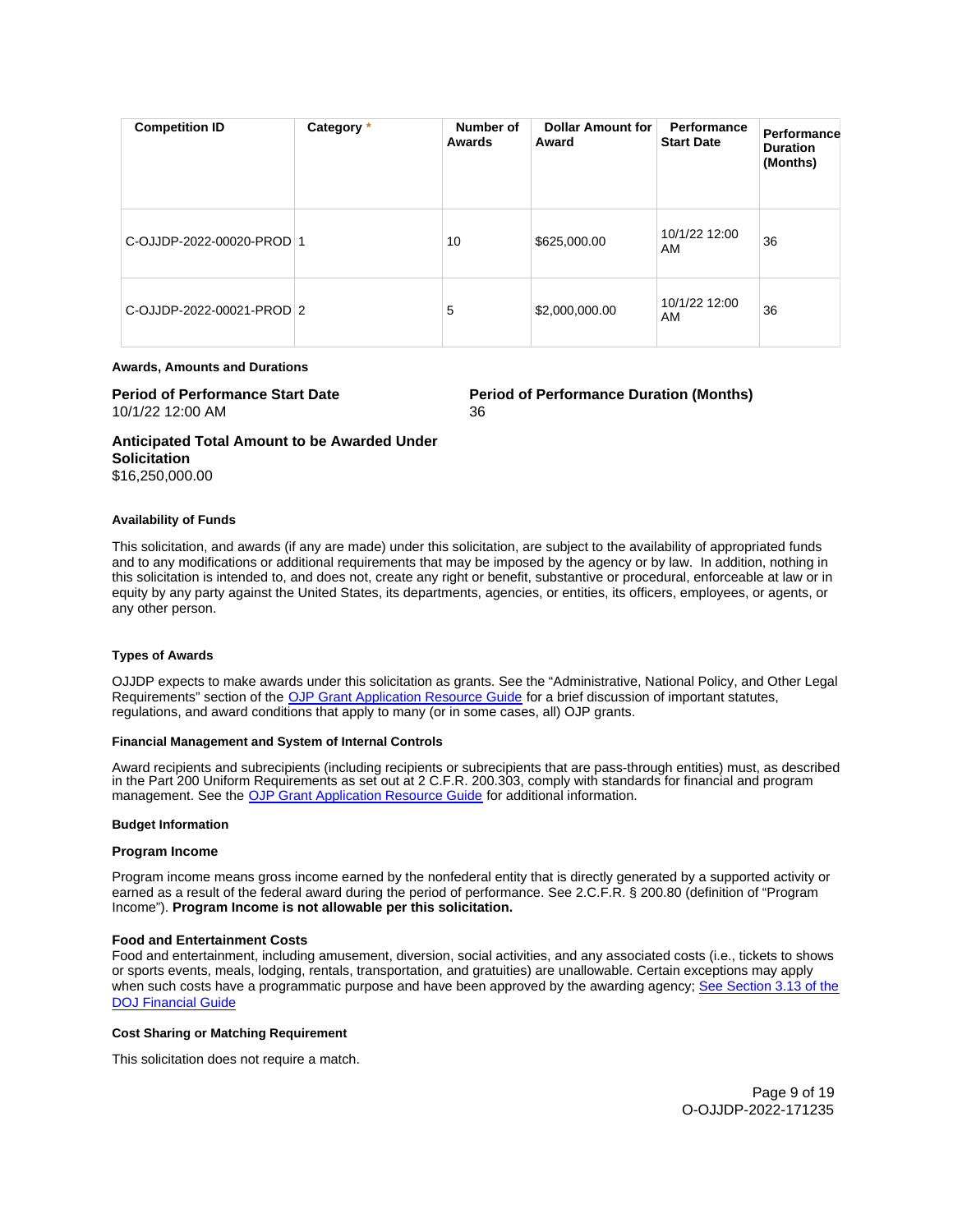| Competition ID | Category * | Number of Awards | Dollar Amount for Award | Performance Start Date | Performance Duration (Months) |
|---|---|---|---|---|---|
| C-OJJDP-2022-00020-PROD | 1 | 10 | $625,000.00 | 10/1/22 12:00 AM | 36 |
| C-OJJDP-2022-00021-PROD | 2 | 5 | $2,000,000.00 | 10/1/22 12:00 AM | 36 |

**Awards, Amounts and Durations**

**Period of Performance Start Date**
10/1/22 12:00 AM

**Period of Performance Duration (Months)**
36

**Anticipated Total Amount to be Awarded Under Solicitation**
$16,250,000.00

#### Availability of Funds

This solicitation, and awards (if any are made) under this solicitation, are subject to the availability of appropriated funds and to any modifications or additional requirements that may be imposed by the agency or by law. In addition, nothing in this solicitation is intended to, and does not, create any right or benefit, substantive or procedural, enforceable at law or in equity by any party against the United States, its departments, agencies, or entities, its officers, employees, or agents, or any other person.

#### Types of Awards

OJJDP expects to make awards under this solicitation as grants. See the "Administrative, National Policy, and Other Legal Requirements" section of the [OJP Grant Application Resource Guide](https://www.ojp.gov/funding/apply/ojp-grant-application-resource-guide) for a brief discussion of important statutes, regulations, and award conditions that apply to many (or in some cases, all) OJP grants.

#### Financial Management and System of Internal Controls

Award recipients and subrecipients (including recipients or subrecipients that are pass-through entities) must, as described in the Part 200 Uniform Requirements as set out at 2 C.F.R. 200.303, comply with standards for financial and program management. See the [OJP Grant Application Resource Guide](https://www.ojp.gov/funding/apply/ojp-grant-application-resource-guide) for additional information.

#### Budget Information

##### Program Income

Program income means gross income earned by the nonfederal entity that is directly generated by a supported activity or earned as a result of the federal award during the period of performance. See 2.C.F.R. § 200.80 (definition of "Program Income"). **Program Income is not allowable per this solicitation.**

##### Food and Entertainment Costs

Food and entertainment, including amusement, diversion, social activities, and any associated costs (i.e., tickets to shows or sports events, meals, lodging, rentals, transportation, and gratuities) are unallowable. Certain exceptions may apply when such costs have a programmatic purpose and have been approved by the awarding agency; [See Section 3.13 of the DOJ Financial Guide](https://www.ojp.gov/doj-financial-guide-2020)

#### Cost Sharing or Matching Requirement

This solicitation does not require a match.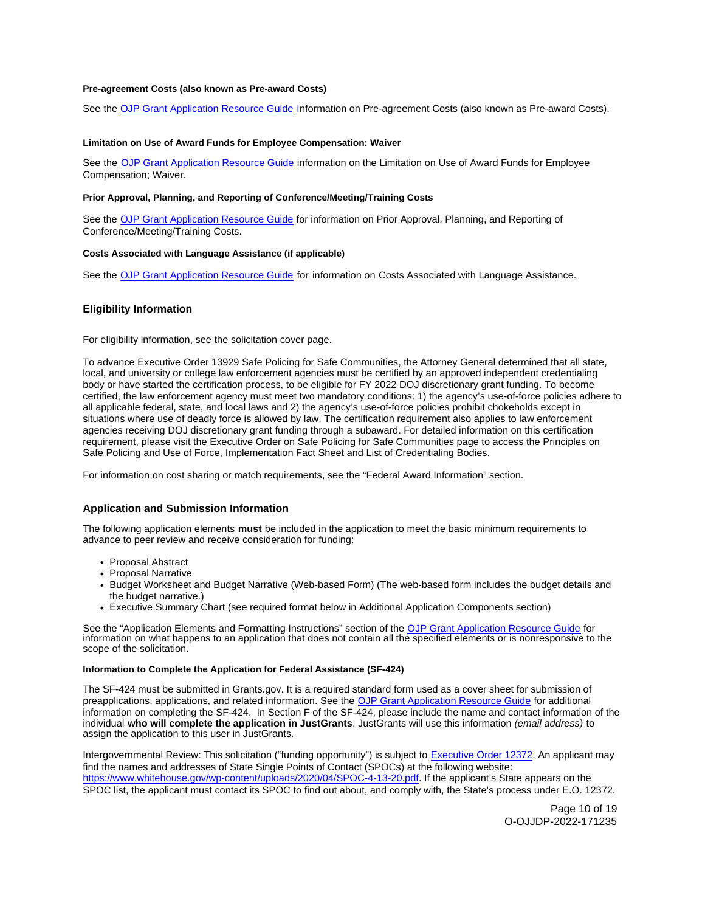#### Pre-agreement Costs (also known as Pre-award Costs)

See the OJP Grant Application Resource Guide information on Pre-agreement Costs (also known as Pre-award Costs).

#### Limitation on Use of Award Funds for Employee Compensation: Waiver

See the OJP Grant Application Resource Guide information on the Limitation on Use of Award Funds for Employee Compensation; Waiver.

#### Prior Approval, Planning, and Reporting of Conference/Meeting/Training Costs

See the OJP Grant Application Resource Guide for information on Prior Approval, Planning, and Reporting of Conference/Meeting/Training Costs.

#### Costs Associated with Language Assistance (if applicable)

See the OJP Grant Application Resource Guide for information on Costs Associated with Language Assistance.

## Eligibility Information

For eligibility information, see the solicitation cover page.

To advance Executive Order 13929 Safe Policing for Safe Communities, the Attorney General determined that all state, local, and university or college law enforcement agencies must be certified by an approved independent credentialing body or have started the certification process, to be eligible for FY 2022 DOJ discretionary grant funding. To become certified, the law enforcement agency must meet two mandatory conditions: 1) the agency's use-of-force policies adhere to all applicable federal, state, and local laws and 2) the agency's use-of-force policies prohibit chokeholds except in situations where use of deadly force is allowed by law. The certification requirement also applies to law enforcement agencies receiving DOJ discretionary grant funding through a subaward. For detailed information on this certification requirement, please visit the Executive Order on Safe Policing for Safe Communities page to access the Principles on Safe Policing and Use of Force, Implementation Fact Sheet and List of Credentialing Bodies.

For information on cost sharing or match requirements, see the "Federal Award Information" section.

## Application and Submission Information

The following application elements **must** be included in the application to meet the basic minimum requirements to advance to peer review and receive consideration for funding:

- Proposal Abstract
- Proposal Narrative
- Budget Worksheet and Budget Narrative (Web-based Form) (The web-based form includes the budget details and the budget narrative.)
- Executive Summary Chart (see required format below in Additional Application Components section)

See the "Application Elements and Formatting Instructions" section of the OJP Grant Application Resource Guide for information on what happens to an application that does not contain all the specified elements or is nonresponsive to the scope of the solicitation.

#### Information to Complete the Application for Federal Assistance (SF-424)

The SF-424 must be submitted in Grants.gov. It is a required standard form used as a cover sheet for submission of preapplications, applications, and related information. See the OJP Grant Application Resource Guide for additional information on completing the SF-424. In Section F of the SF-424, please include the name and contact information of the individual **who will complete the application in JustGrants**. JustGrants will use this information *(email address)* to assign the application to this user in JustGrants.

Intergovernmental Review: This solicitation ("funding opportunity") is subject to Executive Order 12372. An applicant may find the names and addresses of State Single Points of Contact (SPOCs) at the following website: https://www.whitehouse.gov/wp-content/uploads/2020/04/SPOC-4-13-20.pdf. If the applicant's State appears on the SPOC list, the applicant must contact its SPOC to find out about, and comply with, the State's process under E.O. 12372.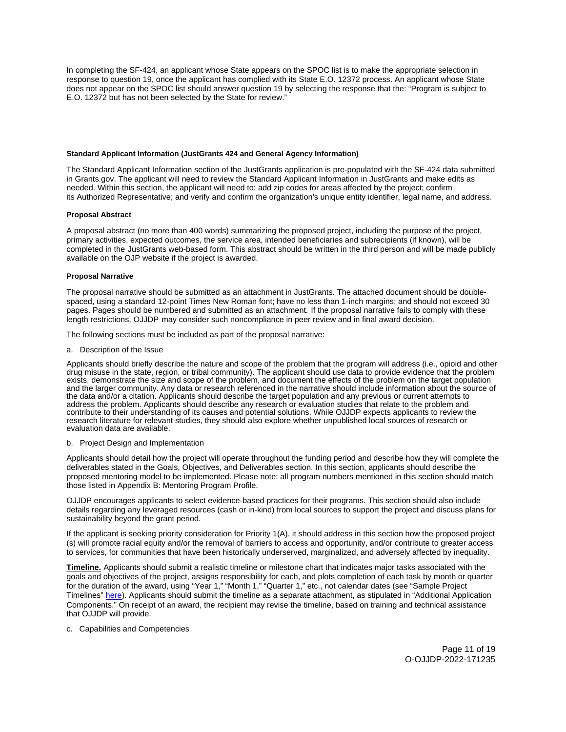In completing the SF-424, an applicant whose State appears on the SPOC list is to make the appropriate selection in response to question 19, once the applicant has complied with its State E.O. 12372 process. An applicant whose State does not appear on the SPOC list should answer question 19 by selecting the response that the: "Program is subject to E.O. 12372 but has not been selected by the State for review."

**Standard Applicant Information (JustGrants 424 and General Agency Information)**

The Standard Applicant Information section of the JustGrants application is pre-populated with the SF-424 data submitted in Grants.gov. The applicant will need to review the Standard Applicant Information in JustGrants and make edits as needed. Within this section, the applicant will need to: add zip codes for areas affected by the project; confirm its Authorized Representative; and verify and confirm the organization's unique entity identifier, legal name, and address.

**Proposal Abstract**

A proposal abstract (no more than 400 words) summarizing the proposed project, including the purpose of the project, primary activities, expected outcomes, the service area, intended beneficiaries and subrecipients (if known), will be completed in the JustGrants web-based form. This abstract should be written in the third person and will be made publicly available on the OJP website if the project is awarded.

**Proposal Narrative**

The proposal narrative should be submitted as an attachment in JustGrants. The attached document should be double-spaced, using a standard 12-point Times New Roman font; have no less than 1-inch margins; and should not exceed 30 pages. Pages should be numbered and submitted as an attachment. If the proposal narrative fails to comply with these length restrictions, OJJDP may consider such noncompliance in peer review and in final award decision.

The following sections must be included as part of the proposal narrative:

a. Description of the Issue

Applicants should briefly describe the nature and scope of the problem that the program will address (i.e., opioid and other drug misuse in the state, region, or tribal community). The applicant should use data to provide evidence that the problem exists, demonstrate the size and scope of the problem, and document the effects of the problem on the target population and the larger community. Any data or research referenced in the narrative should include information about the source of the data and/or a citation. Applicants should describe the target population and any previous or current attempts to address the problem. Applicants should describe any research or evaluation studies that relate to the problem and contribute to their understanding of its causes and potential solutions. While OJJDP expects applicants to review the research literature for relevant studies, they should also explore whether unpublished local sources of research or evaluation data are available.

b. Project Design and Implementation

Applicants should detail how the project will operate throughout the funding period and describe how they will complete the deliverables stated in the Goals, Objectives, and Deliverables section. In this section, applicants should describe the proposed mentoring model to be implemented. Please note: all program numbers mentioned in this section should match those listed in Appendix B: Mentoring Program Profile.

OJJDP encourages applicants to select evidence-based practices for their programs. This section should also include details regarding any leveraged resources (cash or in-kind) from local sources to support the project and discuss plans for sustainability beyond the grant period.

If the applicant is seeking priority consideration for Priority 1(A), it should address in this section how the proposed project (s) will promote racial equity and/or the removal of barriers to access and opportunity, and/or contribute to greater access to services, for communities that have been historically underserved, marginalized, and adversely affected by inequality.

**Timeline.** Applicants should submit a realistic timeline or milestone chart that indicates major tasks associated with the goals and objectives of the project, assigns responsibility for each, and plots completion of each task by month or quarter for the duration of the award, using "Year 1," "Month 1," "Quarter 1," etc., not calendar dates (see "Sample Project Timelines" here). Applicants should submit the timeline as a separate attachment, as stipulated in "Additional Application Components." On receipt of an award, the recipient may revise the timeline, based on training and technical assistance that OJJDP will provide.

c. Capabilities and Competencies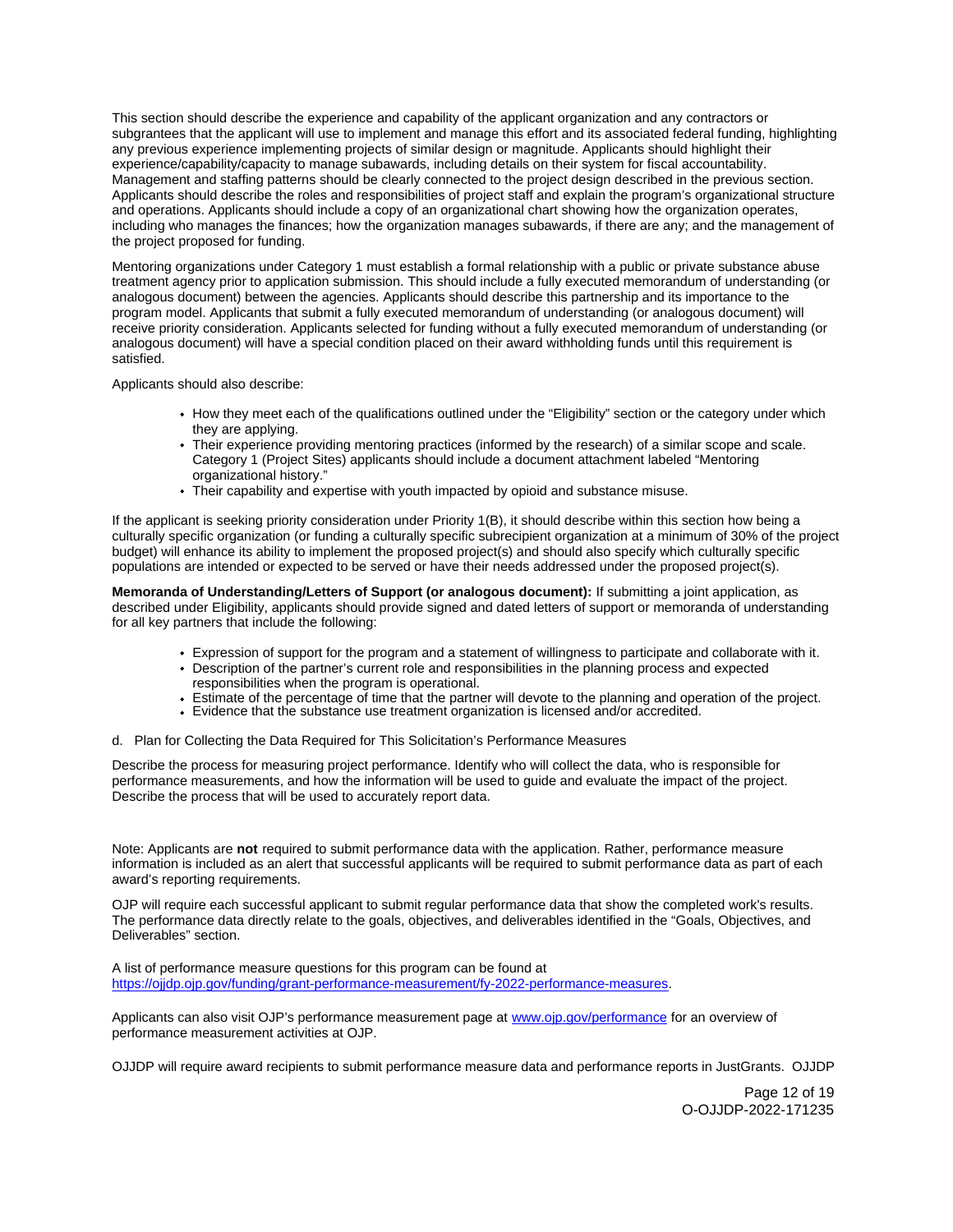This section should describe the experience and capability of the applicant organization and any contractors or subgrantees that the applicant will use to implement and manage this effort and its associated federal funding, highlighting any previous experience implementing projects of similar design or magnitude. Applicants should highlight their experience/capability/capacity to manage subawards, including details on their system for fiscal accountability. Management and staffing patterns should be clearly connected to the project design described in the previous section. Applicants should describe the roles and responsibilities of project staff and explain the program's organizational structure and operations. Applicants should include a copy of an organizational chart showing how the organization operates, including who manages the finances; how the organization manages subawards, if there are any; and the management of the project proposed for funding.

Mentoring organizations under Category 1 must establish a formal relationship with a public or private substance abuse treatment agency prior to application submission. This should include a fully executed memorandum of understanding (or analogous document) between the agencies. Applicants should describe this partnership and its importance to the program model. Applicants that submit a fully executed memorandum of understanding (or analogous document) will receive priority consideration. Applicants selected for funding without a fully executed memorandum of understanding (or analogous document) will have a special condition placed on their award withholding funds until this requirement is satisfied.

Applicants should also describe:

- How they meet each of the qualifications outlined under the "Eligibility" section or the category under which they are applying.
- Their experience providing mentoring practices (informed by the research) of a similar scope and scale. Category 1 (Project Sites) applicants should include a document attachment labeled "Mentoring organizational history."
- Their capability and expertise with youth impacted by opioid and substance misuse.

If the applicant is seeking priority consideration under Priority 1(B), it should describe within this section how being a culturally specific organization (or funding a culturally specific subrecipient organization at a minimum of 30% of the project budget) will enhance its ability to implement the proposed project(s) and should also specify which culturally specific populations are intended or expected to be served or have their needs addressed under the proposed project(s).

**Memoranda of Understanding/Letters of Support (or analogous document):** If submitting a joint application, as described under Eligibility, applicants should provide signed and dated letters of support or memoranda of understanding for all key partners that include the following:

- Expression of support for the program and a statement of willingness to participate and collaborate with it.
- Description of the partner's current role and responsibilities in the planning process and expected responsibilities when the program is operational.
- Estimate of the percentage of time that the partner will devote to the planning and operation of the project.
- Evidence that the substance use treatment organization is licensed and/or accredited.

d. Plan for Collecting the Data Required for This Solicitation's Performance Measures

Describe the process for measuring project performance. Identify who will collect the data, who is responsible for performance measurements, and how the information will be used to guide and evaluate the impact of the project. Describe the process that will be used to accurately report data.

Note: Applicants are **not** required to submit performance data with the application. Rather, performance measure information is included as an alert that successful applicants will be required to submit performance data as part of each award's reporting requirements.

OJP will require each successful applicant to submit regular performance data that show the completed work's results. The performance data directly relate to the goals, objectives, and deliverables identified in the "Goals, Objectives, and Deliverables" section.

A list of performance measure questions for this program can be found at [https://ojjdp.ojp.gov/funding/grant-performance-measurement/fy-2022-performance-measures](https://ojjdp.ojp.gov/funding/grant-performance-measurement/fy-2022-performance-measures).

Applicants can also visit OJP's performance measurement page at [www.ojp.gov/performance](www.ojp.gov/performance) for an overview of performance measurement activities at OJP.

OJJDP will require award recipients to submit performance measure data and performance reports in JustGrants. OJJDP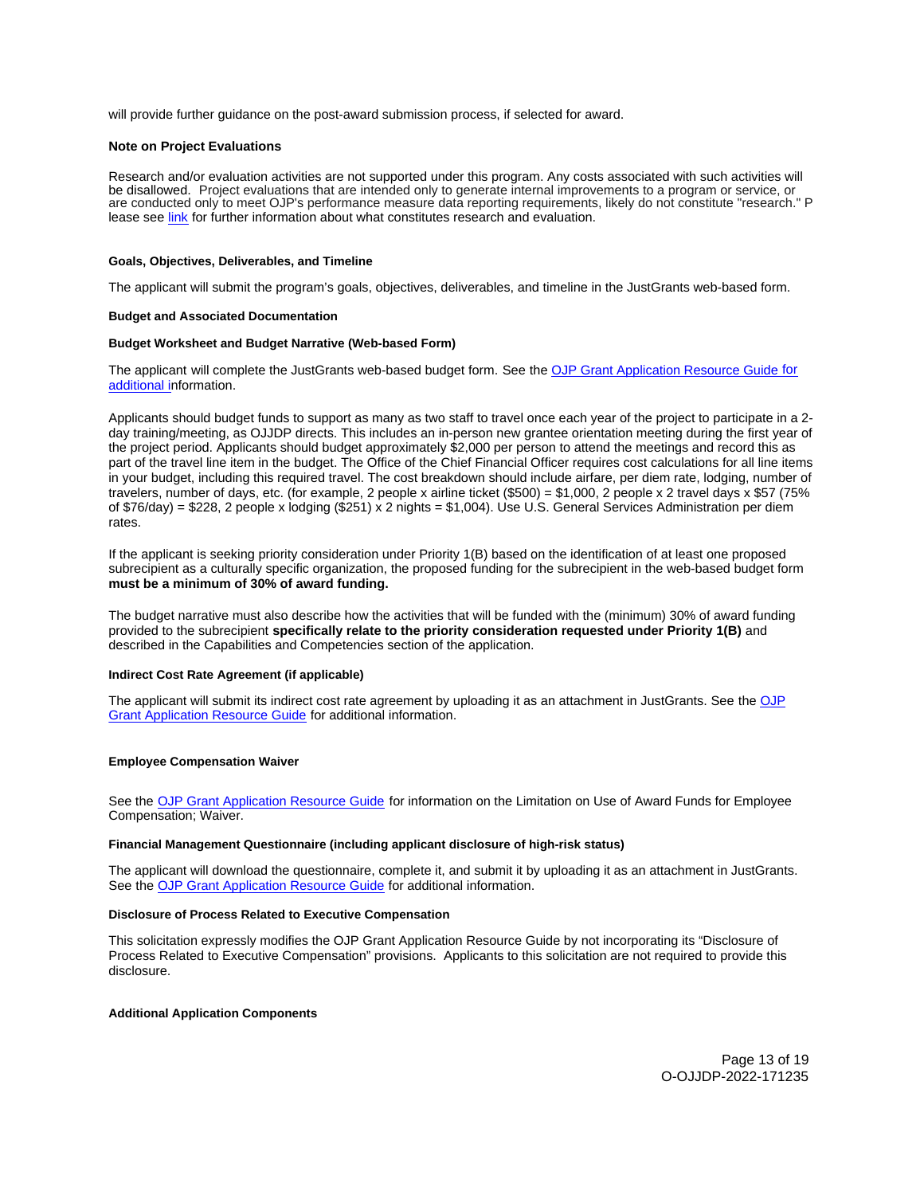will provide further guidance on the post-award submission process, if selected for award.

**Note on Project Evaluations**

Research and/or evaluation activities are not supported under this program. Any costs associated with such activities will be disallowed. Project evaluations that are intended only to generate internal improvements to a program or service, or are conducted only to meet OJP's performance measure data reporting requirements, likely do not constitute "research." Please see [link](#) for further information about what constitutes research and evaluation.

**Goals, Objectives, Deliverables, and Timeline**

The applicant will submit the program's goals, objectives, deliverables, and timeline in the JustGrants web-based form.

**Budget and Associated Documentation**

**Budget Worksheet and Budget Narrative (Web-based Form)**

The applicant will complete the JustGrants web-based budget form. See the [OJP Grant Application Resource Guide for additional i](#)nformation.

Applicants should budget funds to support as many as two staff to travel once each year of the project to participate in a 2-day training/meeting, as OJJDP directs. This includes an in-person new grantee orientation meeting during the first year of the project period. Applicants should budget approximately $2,000 per person to attend the meetings and record this as part of the travel line item in the budget. The Office of the Chief Financial Officer requires cost calculations for all line items in your budget, including this required travel. The cost breakdown should include airfare, per diem rate, lodging, number of travelers, number of days, etc. (for example, 2 people x airline ticket ($500) = $1,000, 2 people x 2 travel days x $57 (75% of $76/day) = $228, 2 people x lodging ($251) x 2 nights = $1,004). Use U.S. General Services Administration per diem rates.

If the applicant is seeking priority consideration under Priority 1(B) based on the identification of at least one proposed subrecipient as a culturally specific organization, the proposed funding for the subrecipient in the web-based budget form **must be a minimum of 30% of award funding.**

The budget narrative must also describe how the activities that will be funded with the (minimum) 30% of award funding provided to the subrecipient **specifically relate to the priority consideration requested under Priority 1(B)** and described in the Capabilities and Competencies section of the application.

**Indirect Cost Rate Agreement (if applicable)**

The applicant will submit its indirect cost rate agreement by uploading it as an attachment in JustGrants. See the [OJP Grant Application Resource Guide](#) for additional information.

**Employee Compensation Waiver**

See the [OJP Grant Application Resource Guide](#) for information on the Limitation on Use of Award Funds for Employee Compensation; Waiver.

**Financial Management Questionnaire (including applicant disclosure of high-risk status)**

The applicant will download the questionnaire, complete it, and submit it by uploading it as an attachment in JustGrants. See the [OJP Grant Application Resource Guide](#) for additional information.

**Disclosure of Process Related to Executive Compensation**

This solicitation expressly modifies the OJP Grant Application Resource Guide by not incorporating its "Disclosure of Process Related to Executive Compensation" provisions. Applicants to this solicitation are not required to provide this disclosure.

**Additional Application Components**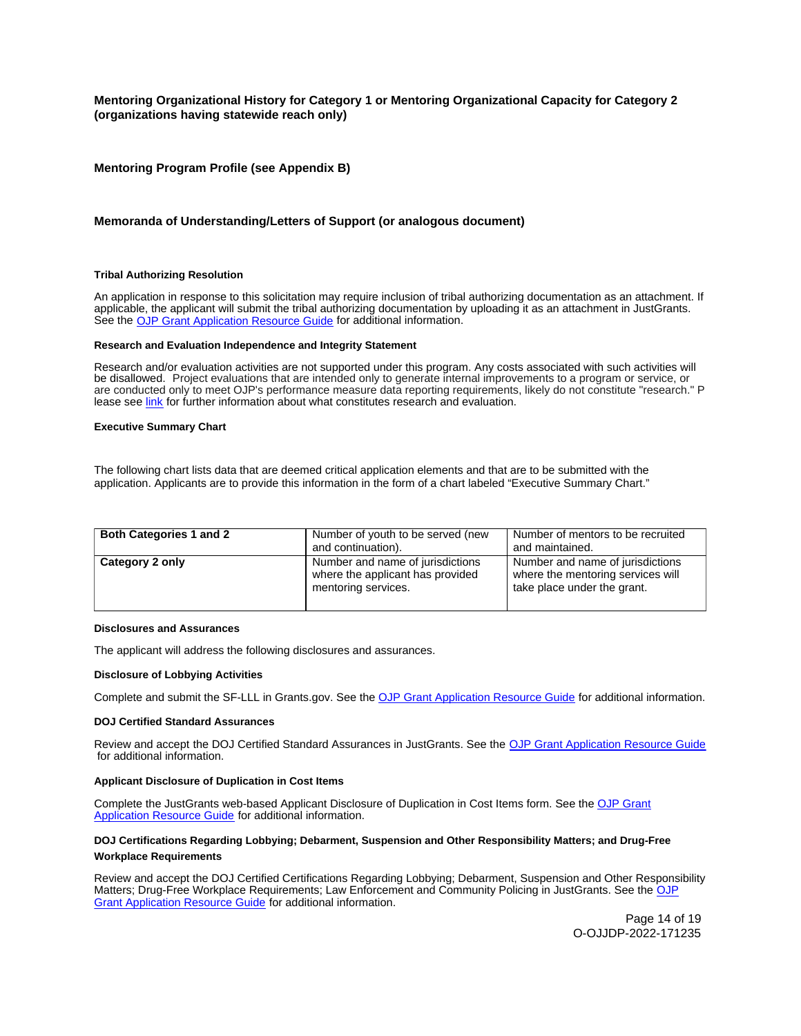### Mentoring Organizational History for Category 1 or Mentoring Organizational Capacity for Category 2 (organizations having statewide reach only)

### Mentoring Program Profile (see Appendix B)

### Memoranda of Understanding/Letters of Support (or analogous document)

#### Tribal Authorizing Resolution

An application in response to this solicitation may require inclusion of tribal authorizing documentation as an attachment. If applicable, the applicant will submit the tribal authorizing documentation by uploading it as an attachment in JustGrants. See the [OJP Grant Application Resource Guide](#) for additional information.

#### Research and Evaluation Independence and Integrity Statement

Research and/or evaluation activities are not supported under this program. Any costs associated with such activities will be disallowed. Project evaluations that are intended only to generate internal improvements to a program or service, or are conducted only to meet OJP's performance measure data reporting requirements, likely do not constitute "research." Please see [link](#) for further information about what constitutes research and evaluation.

#### Executive Summary Chart

The following chart lists data that are deemed critical application elements and that are to be submitted with the application. Applicants are to provide this information in the form of a chart labeled "Executive Summary Chart."

| **Both Categories 1 and 2** | Number of youth to be served (new and continuation). | Number of mentors to be recruited and maintained. |
|---|---|---|
| **Category 2 only** | Number and name of jurisdictions where the applicant has provided mentoring services. | Number and name of jurisdictions where the mentoring services will take place under the grant. |

#### Disclosures and Assurances

The applicant will address the following disclosures and assurances.

#### Disclosure of Lobbying Activities

Complete and submit the SF-LLL in Grants.gov. See the [OJP Grant Application Resource Guide](#) for additional information.

#### DOJ Certified Standard Assurances

Review and accept the DOJ Certified Standard Assurances in JustGrants. See the [OJP Grant Application Resource Guide](#) for additional information.

#### Applicant Disclosure of Duplication in Cost Items

Complete the JustGrants web-based Applicant Disclosure of Duplication in Cost Items form. See the [OJP Grant Application Resource Guide](#) for additional information.

#### DOJ Certifications Regarding Lobbying; Debarment, Suspension and Other Responsibility Matters; and Drug-Free Workplace Requirements

Review and accept the DOJ Certified Certifications Regarding Lobbying; Debarment, Suspension and Other Responsibility Matters; Drug-Free Workplace Requirements; Law Enforcement and Community Policing in JustGrants. See the [OJP Grant Application Resource Guide](#) for additional information.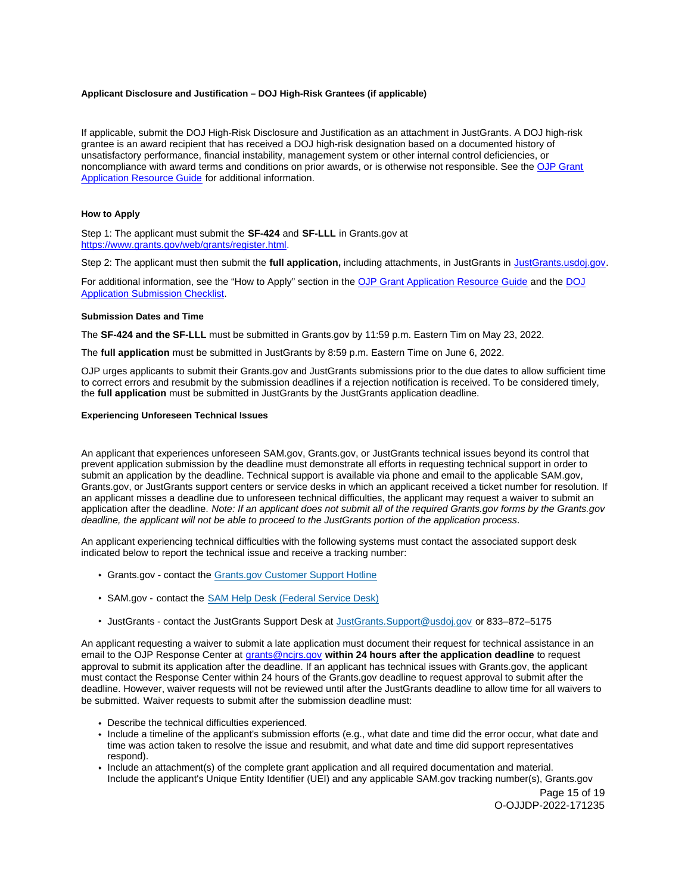**Applicant Disclosure and Justification – DOJ High-Risk Grantees (if applicable)**

If applicable, submit the DOJ High-Risk Disclosure and Justification as an attachment in JustGrants. A DOJ high-risk grantee is an award recipient that has received a DOJ high-risk designation based on a documented history of unsatisfactory performance, financial instability, management system or other internal control deficiencies, or noncompliance with award terms and conditions on prior awards, or is otherwise not responsible. See the [OJP Grant Application Resource Guide] for additional information.

**How to Apply**

Step 1: The applicant must submit the **SF-424** and **SF-LLL** in Grants.gov at https://www.grants.gov/web/grants/register.html.

Step 2: The applicant must then submit the **full application,** including attachments, in JustGrants in JustGrants.usdoj.gov.

For additional information, see the "How to Apply" section in the OJP Grant Application Resource Guide and the DOJ Application Submission Checklist.

**Submission Dates and Time**

The **SF-424 and the SF-LLL** must be submitted in Grants.gov by 11:59 p.m. Eastern Tim on May 23, 2022.

The **full application** must be submitted in JustGrants by 8:59 p.m. Eastern Time on June 6, 2022.

OJP urges applicants to submit their Grants.gov and JustGrants submissions prior to the due dates to allow sufficient time to correct errors and resubmit by the submission deadlines if a rejection notification is received. To be considered timely, the **full application** must be submitted in JustGrants by the JustGrants application deadline.

**Experiencing Unforeseen Technical Issues**

An applicant that experiences unforeseen SAM.gov, Grants.gov, or JustGrants technical issues beyond its control that prevent application submission by the deadline must demonstrate all efforts in requesting technical support in order to submit an application by the deadline. Technical support is available via phone and email to the applicable SAM.gov, Grants.gov, or JustGrants support centers or service desks in which an applicant received a ticket number for resolution. If an applicant misses a deadline due to unforeseen technical difficulties, the applicant may request a waiver to submit an application after the deadline. *Note: If an applicant does not submit all of the required Grants.gov forms by the Grants.gov deadline, the applicant will not be able to proceed to the JustGrants portion of the application process.*

An applicant experiencing technical difficulties with the following systems must contact the associated support desk indicated below to report the technical issue and receive a tracking number:

- Grants.gov - contact the Grants.gov Customer Support Hotline
- SAM.gov - contact the SAM Help Desk (Federal Service Desk)
- JustGrants - contact the JustGrants Support Desk at JustGrants.Support@usdoj.gov or 833–872–5175

An applicant requesting a waiver to submit a late application must document their request for technical assistance in an email to the OJP Response Center at grants@ncjrs.gov **within 24 hours after the application deadline** to request approval to submit its application after the deadline. If an applicant has technical issues with Grants.gov, the applicant must contact the Response Center within 24 hours of the Grants.gov deadline to request approval to submit after the deadline. However, waiver requests will not be reviewed until after the JustGrants deadline to allow time for all waivers to be submitted. Waiver requests to submit after the submission deadline must:

- Describe the technical difficulties experienced.
- Include a timeline of the applicant's submission efforts (e.g., what date and time did the error occur, what date and time was action taken to resolve the issue and resubmit, and what date and time did support representatives respond).
- Include an attachment(s) of the complete grant application and all required documentation and material. Include the applicant's Unique Entity Identifier (UEI) and any applicable SAM.gov tracking number(s), Grants.gov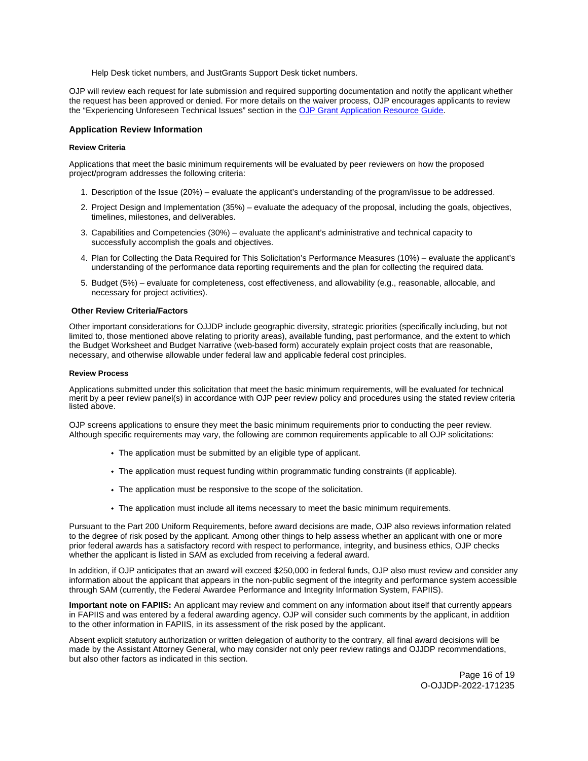Help Desk ticket numbers, and JustGrants Support Desk ticket numbers.

OJP will review each request for late submission and required supporting documentation and notify the applicant whether the request has been approved or denied. For more details on the waiver process, OJP encourages applicants to review the "Experiencing Unforeseen Technical Issues" section in the [OJP Grant Application Resource Guide](OJP Grant Application Resource Guide).

## Application Review Information

### Review Criteria

Applications that meet the basic minimum requirements will be evaluated by peer reviewers on how the proposed project/program addresses the following criteria:

1. Description of the Issue (20%) – evaluate the applicant's understanding of the program/issue to be addressed.
2. Project Design and Implementation (35%) – evaluate the adequacy of the proposal, including the goals, objectives, timelines, milestones, and deliverables.
3. Capabilities and Competencies (30%) – evaluate the applicant's administrative and technical capacity to successfully accomplish the goals and objectives.
4. Plan for Collecting the Data Required for This Solicitation's Performance Measures (10%) – evaluate the applicant's understanding of the performance data reporting requirements and the plan for collecting the required data.
5. Budget (5%) – evaluate for completeness, cost effectiveness, and allowability (e.g., reasonable, allocable, and necessary for project activities).

### Other Review Criteria/Factors

Other important considerations for OJJDP include geographic diversity, strategic priorities (specifically including, but not limited to, those mentioned above relating to priority areas), available funding, past performance, and the extent to which the Budget Worksheet and Budget Narrative (web-based form) accurately explain project costs that are reasonable, necessary, and otherwise allowable under federal law and applicable federal cost principles.

### Review Process

Applications submitted under this solicitation that meet the basic minimum requirements, will be evaluated for technical merit by a peer review panel(s) in accordance with OJP peer review policy and procedures using the stated review criteria listed above.

OJP screens applications to ensure they meet the basic minimum requirements prior to conducting the peer review. Although specific requirements may vary, the following are common requirements applicable to all OJP solicitations:

- The application must be submitted by an eligible type of applicant.
- The application must request funding within programmatic funding constraints (if applicable).
- The application must be responsive to the scope of the solicitation.
- The application must include all items necessary to meet the basic minimum requirements.

Pursuant to the Part 200 Uniform Requirements, before award decisions are made, OJP also reviews information related to the degree of risk posed by the applicant. Among other things to help assess whether an applicant with one or more prior federal awards has a satisfactory record with respect to performance, integrity, and business ethics, OJP checks whether the applicant is listed in SAM as excluded from receiving a federal award.

In addition, if OJP anticipates that an award will exceed $250,000 in federal funds, OJP also must review and consider any information about the applicant that appears in the non-public segment of the integrity and performance system accessible through SAM (currently, the Federal Awardee Performance and Integrity Information System, FAPIIS).

**Important note on FAPIIS:** An applicant may review and comment on any information about itself that currently appears in FAPIIS and was entered by a federal awarding agency. OJP will consider such comments by the applicant, in addition to the other information in FAPIIS, in its assessment of the risk posed by the applicant.

Absent explicit statutory authorization or written delegation of authority to the contrary, all final award decisions will be made by the Assistant Attorney General, who may consider not only peer review ratings and OJJDP recommendations, but also other factors as indicated in this section.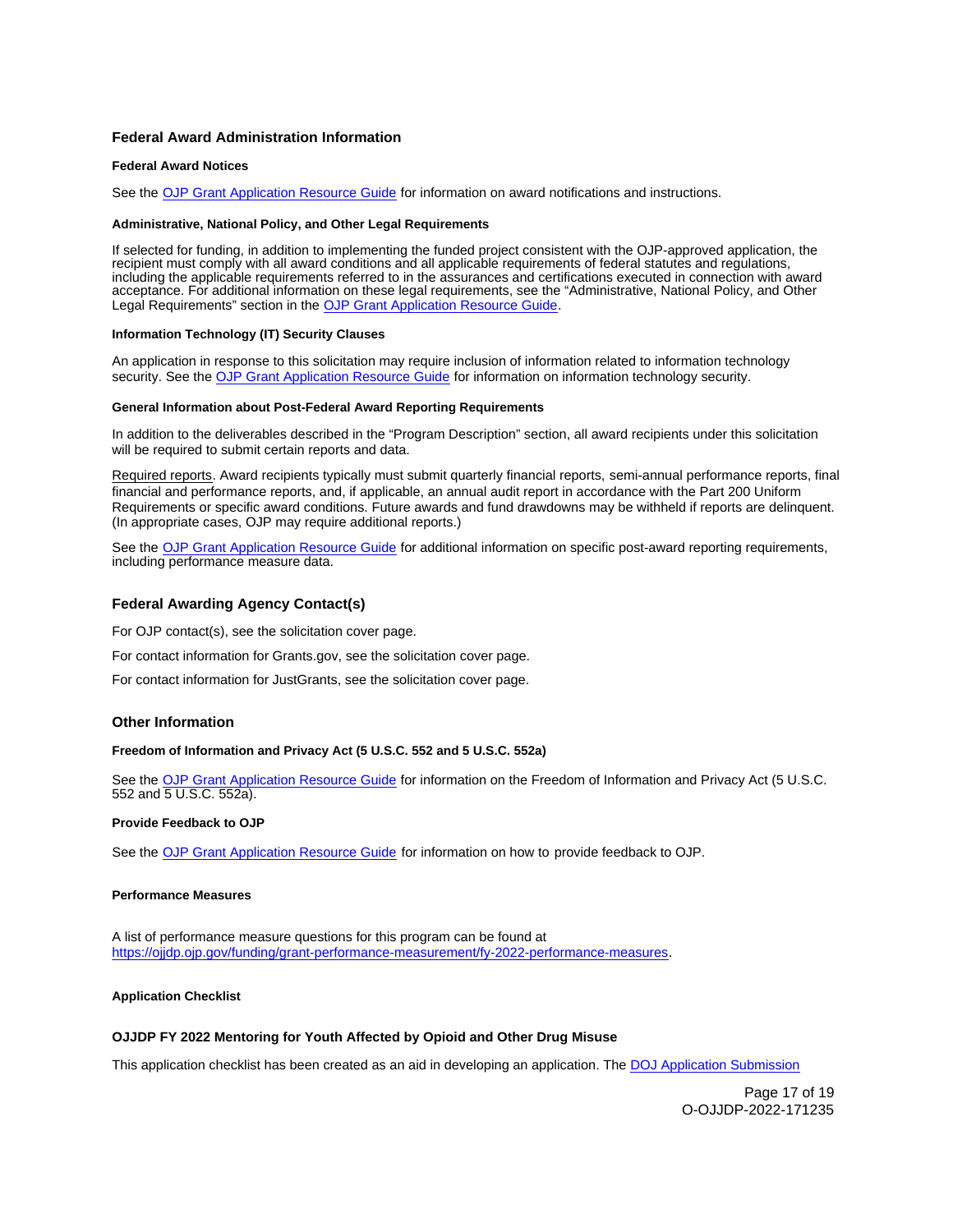## Federal Award Administration Information

#### Federal Award Notices

See the [OJP Grant Application Resource Guide](OJP Grant Application Resource Guide) for information on award notifications and instructions.

#### Administrative, National Policy, and Other Legal Requirements

If selected for funding, in addition to implementing the funded project consistent with the OJP-approved application, the recipient must comply with all award conditions and all applicable requirements of federal statutes and regulations, including the applicable requirements referred to in the assurances and certifications executed in connection with award acceptance. For additional information on these legal requirements, see the "Administrative, National Policy, and Other Legal Requirements" section in the OJP Grant Application Resource Guide.

#### Information Technology (IT) Security Clauses

An application in response to this solicitation may require inclusion of information related to information technology security. See the OJP Grant Application Resource Guide for information on information technology security.

#### General Information about Post-Federal Award Reporting Requirements

In addition to the deliverables described in the "Program Description" section, all award recipients under this solicitation will be required to submit certain reports and data.

Required reports. Award recipients typically must submit quarterly financial reports, semi-annual performance reports, final financial and performance reports, and, if applicable, an annual audit report in accordance with the Part 200 Uniform Requirements or specific award conditions. Future awards and fund drawdowns may be withheld if reports are delinquent. (In appropriate cases, OJP may require additional reports.)

See the OJP Grant Application Resource Guide for additional information on specific post-award reporting requirements, including performance measure data.

## Federal Awarding Agency Contact(s)

For OJP contact(s), see the solicitation cover page.

For contact information for Grants.gov, see the solicitation cover page.

For contact information for JustGrants, see the solicitation cover page.

## Other Information

#### Freedom of Information and Privacy Act (5 U.S.C. 552 and 5 U.S.C. 552a)

See the OJP Grant Application Resource Guide for information on the Freedom of Information and Privacy Act (5 U.S.C. 552 and 5 U.S.C. 552a).

#### Provide Feedback to OJP

See the OJP Grant Application Resource Guide for information on how to provide feedback to OJP.

#### Performance Measures

A list of performance measure questions for this program can be found at https://ojjdp.ojp.gov/funding/grant-performance-measurement/fy-2022-performance-measures.

#### Application Checklist

#### OJJDP FY 2022 Mentoring for Youth Affected by Opioid and Other Drug Misuse

This application checklist has been created as an aid in developing an application. The DOJ Application Submission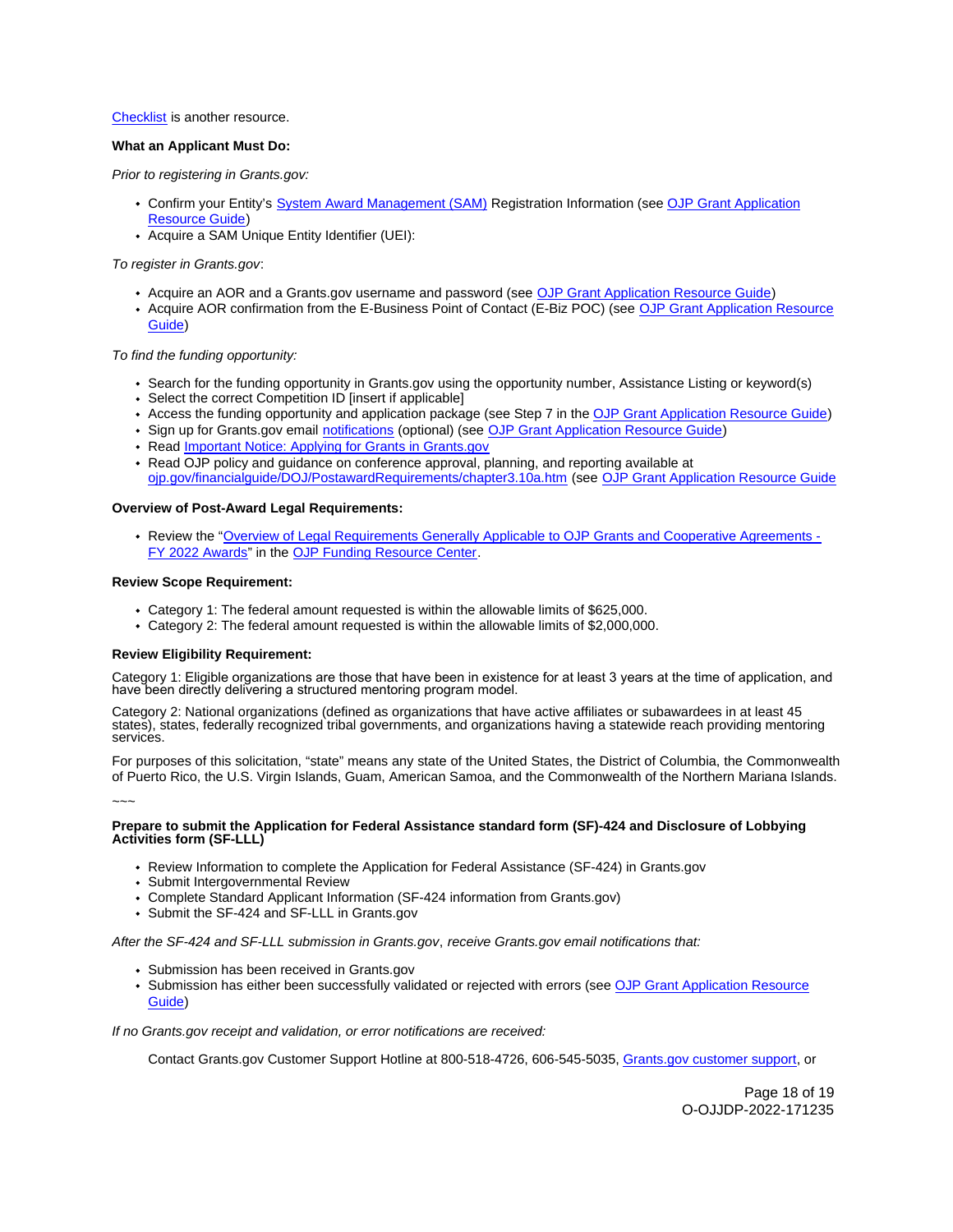Checklist is another resource.

**What an Applicant Must Do:**

*Prior to registering in Grants.gov:*

- Confirm your Entity's System Award Management (SAM) Registration Information (see OJP Grant Application Resource Guide)
- Acquire a SAM Unique Entity Identifier (UEI):

*To register in Grants.gov*:

- Acquire an AOR and a Grants.gov username and password (see OJP Grant Application Resource Guide)
- Acquire AOR confirmation from the E-Business Point of Contact (E-Biz POC) (see OJP Grant Application Resource Guide)

*To find the funding opportunity:*

- Search for the funding opportunity in Grants.gov using the opportunity number, Assistance Listing or keyword(s)
- Select the correct Competition ID [insert if applicable]
- Access the funding opportunity and application package (see Step 7 in the OJP Grant Application Resource Guide)
- Sign up for Grants.gov email notifications (optional) (see OJP Grant Application Resource Guide)
- Read Important Notice: Applying for Grants in Grants.gov
- Read OJP policy and guidance on conference approval, planning, and reporting available at ojp.gov/financialguide/DOJ/PostawardRequirements/chapter3.10a.htm (see OJP Grant Application Resource Guide

**Overview of Post-Award Legal Requirements:**

- Review the "Overview of Legal Requirements Generally Applicable to OJP Grants and Cooperative Agreements - FY 2022 Awards" in the OJP Funding Resource Center.

**Review Scope Requirement:**

- Category 1: The federal amount requested is within the allowable limits of $625,000.
- Category 2: The federal amount requested is within the allowable limits of $2,000,000.

**Review Eligibility Requirement:**

Category 1: Eligible organizations are those that have been in existence for at least 3 years at the time of application, and have been directly delivering a structured mentoring program model.

Category 2: National organizations (defined as organizations that have active affiliates or subawardees in at least 45 states), states, federally recognized tribal governments, and organizations having a statewide reach providing mentoring services.

For purposes of this solicitation, "state" means any state of the United States, the District of Columbia, the Commonwealth of Puerto Rico, the U.S. Virgin Islands, Guam, American Samoa, and the Commonwealth of the Northern Mariana Islands.

~~~

**Prepare to submit the Application for Federal Assistance standard form (SF)-424 and Disclosure of Lobbying Activities form (SF-LLL)**

- Review Information to complete the Application for Federal Assistance (SF-424) in Grants.gov
- Submit Intergovernmental Review
- Complete Standard Applicant Information (SF-424 information from Grants.gov)
- Submit the SF-424 and SF-LLL in Grants.gov

*After the SF-424 and SF-LLL submission in Grants.gov, receive Grants.gov email notifications that:*

- Submission has been received in Grants.gov
- Submission has either been successfully validated or rejected with errors (see OJP Grant Application Resource Guide)

*If no Grants.gov receipt and validation, or error notifications are received:*

Contact Grants.gov Customer Support Hotline at 800-518-4726, 606-545-5035, Grants.gov customer support, or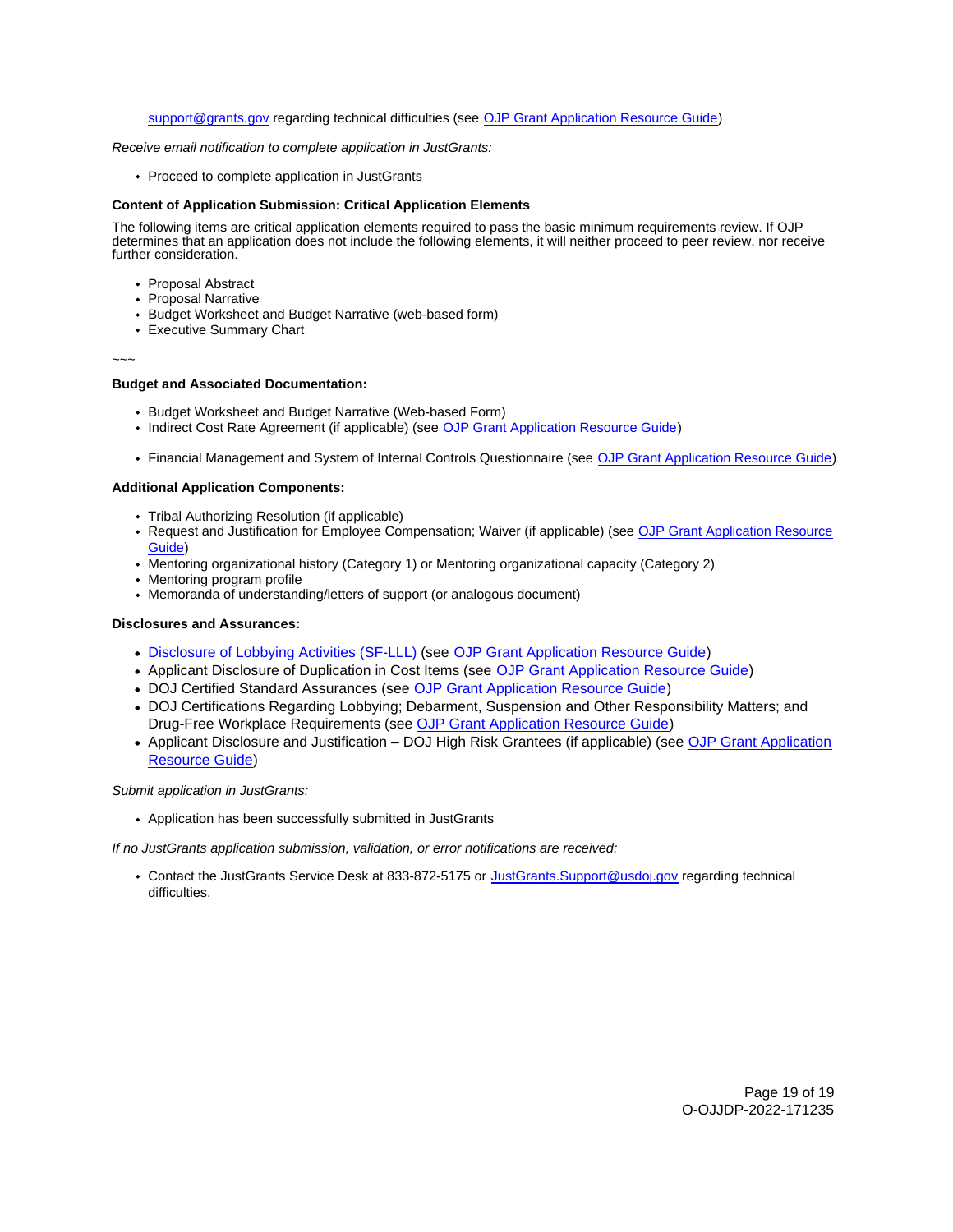support@grants.gov regarding technical difficulties (see OJP Grant Application Resource Guide)

*Receive email notification to complete application in JustGrants:*

- Proceed to complete application in JustGrants

**Content of Application Submission: Critical Application Elements**

The following items are critical application elements required to pass the basic minimum requirements review. If OJP determines that an application does not include the following elements, it will neither proceed to peer review, nor receive further consideration.

- Proposal Abstract
- Proposal Narrative
- Budget Worksheet and Budget Narrative (web-based form)
- Executive Summary Chart

~~~

**Budget and Associated Documentation:**

- Budget Worksheet and Budget Narrative (Web-based Form)
- Indirect Cost Rate Agreement (if applicable) (see OJP Grant Application Resource Guide)
- Financial Management and System of Internal Controls Questionnaire (see OJP Grant Application Resource Guide)

**Additional Application Components:**

- Tribal Authorizing Resolution (if applicable)
- Request and Justification for Employee Compensation; Waiver (if applicable) (see OJP Grant Application Resource Guide)
- Mentoring organizational history (Category 1) or Mentoring organizational capacity (Category 2)
- Mentoring program profile
- Memoranda of understanding/letters of support (or analogous document)

**Disclosures and Assurances:**

- Disclosure of Lobbying Activities (SF-LLL) (see OJP Grant Application Resource Guide)
- Applicant Disclosure of Duplication in Cost Items (see OJP Grant Application Resource Guide)
- DOJ Certified Standard Assurances (see OJP Grant Application Resource Guide)
- DOJ Certifications Regarding Lobbying; Debarment, Suspension and Other Responsibility Matters; and Drug-Free Workplace Requirements (see OJP Grant Application Resource Guide)
- Applicant Disclosure and Justification – DOJ High Risk Grantees (if applicable) (see OJP Grant Application Resource Guide)

*Submit application in JustGrants:*

- Application has been successfully submitted in JustGrants

*If no JustGrants application submission, validation, or error notifications are received:*

- Contact the JustGrants Service Desk at 833-872-5175 or JustGrants.Support@usdoj.gov regarding technical difficulties.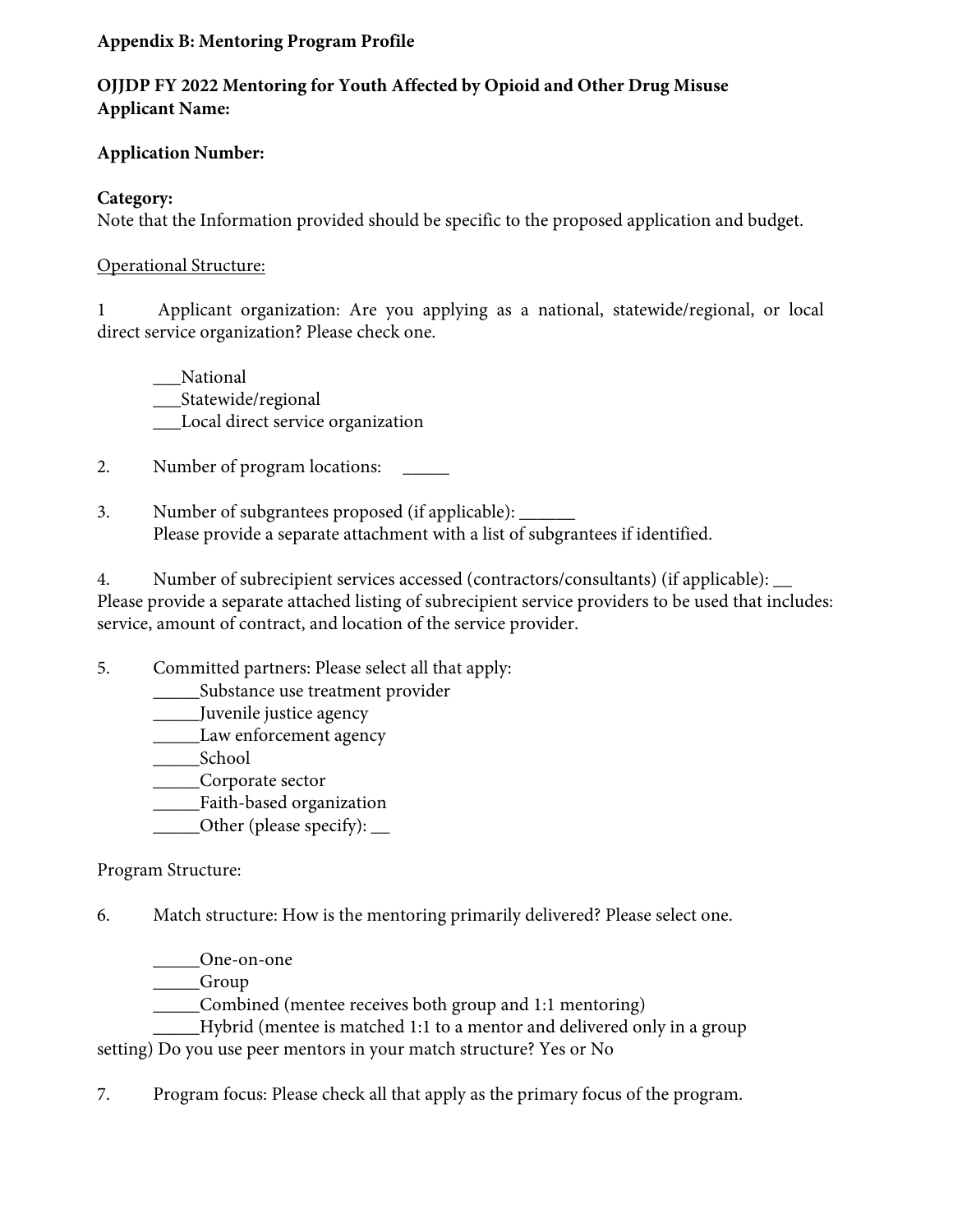**Appendix B: Mentoring Program Profile**

**OJJDP FY 2022 Mentoring for Youth Affected by Opioid and Other Drug Misuse**
**Applicant Name:**

**Application Number:**

**Category:**
Note that the Information provided should be specific to the proposed application and budget.

Operational Structure:

1 Applicant organization: Are you applying as a national, statewide/regional, or local direct service organization? Please check one.

___National
___Statewide/regional
___Local direct service organization

2. Number of program locations: _____

3. Number of subgrantees proposed (if applicable): ______
Please provide a separate attachment with a list of subgrantees if identified.

4. Number of subrecipient services accessed (contractors/consultants) (if applicable): __
Please provide a separate attached listing of subrecipient service providers to be used that includes: service, amount of contract, and location of the service provider.

5. Committed partners: Please select all that apply:
_____Substance use treatment provider
_____Juvenile justice agency
_____Law enforcement agency
_____School
_____Corporate sector
_____Faith-based organization
_____Other (please specify): __

Program Structure:

6. Match structure: How is the mentoring primarily delivered? Please select one.

_____One-on-one
_____Group
_____Combined (mentee receives both group and 1:1 mentoring)
_____Hybrid (mentee is matched 1:1 to a mentor and delivered only in a group setting) Do you use peer mentors in your match structure? Yes or No

7. Program focus: Please check all that apply as the primary focus of the program.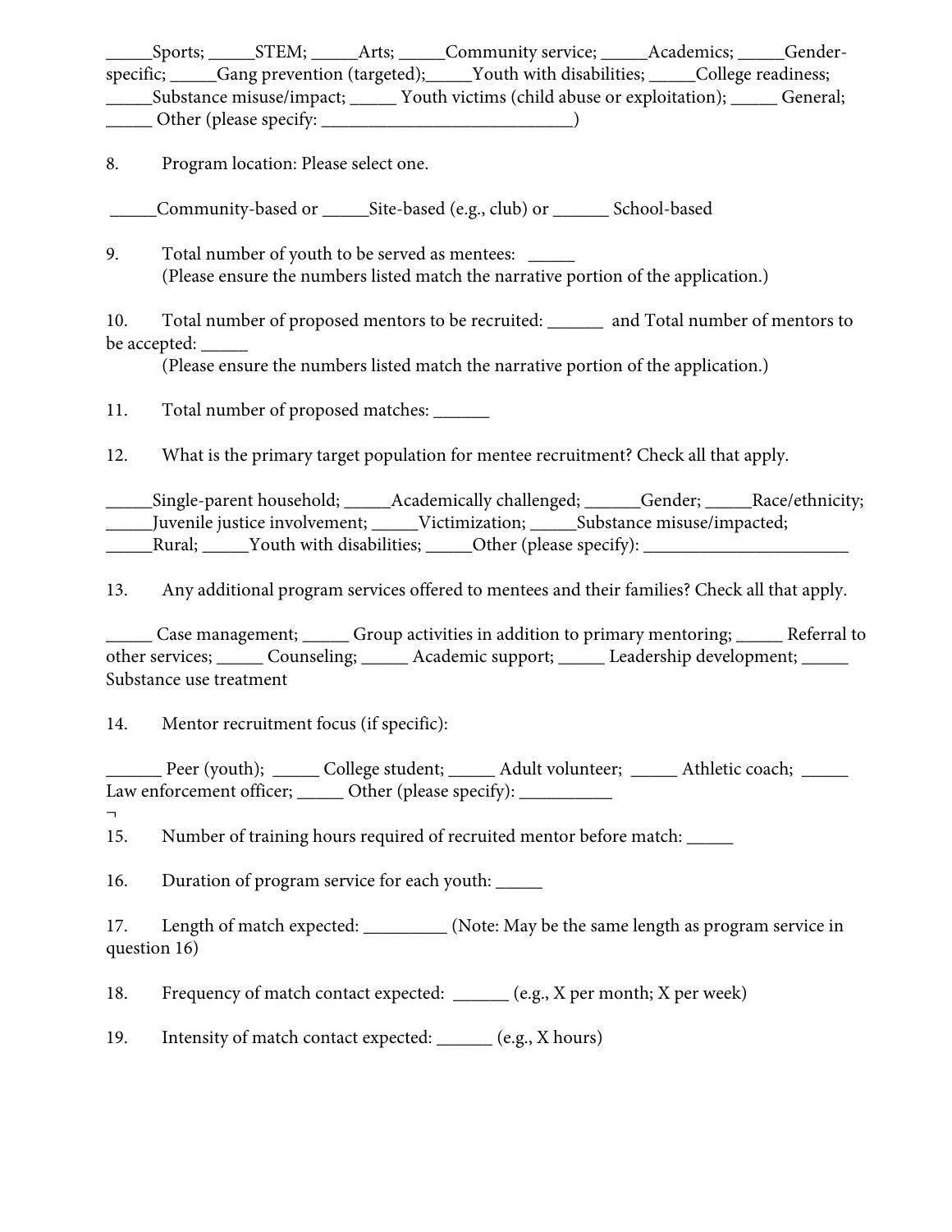_____Sports; _____STEM; _____Arts; _____Community service; _____Academics; _____Gender-specific; _____Gang prevention (targeted);_____Youth with disabilities; _____College readiness; _____Substance misuse/impact; _____ Youth victims (child abuse or exploitation); _____ General; _____ Other (please specify: ____________________________)

8. Program location: Please select one.

_____Community-based or _____Site-based (e.g., club) or ______ School-based

9. Total number of youth to be served as mentees: _____
(Please ensure the numbers listed match the narrative portion of the application.)

10. Total number of proposed mentors to be recruited: ______ and Total number of mentors to be accepted: _____
(Please ensure the numbers listed match the narrative portion of the application.)

11. Total number of proposed matches: ______

12. What is the primary target population for mentee recruitment? Check all that apply.

_____Single-parent household; _____Academically challenged; ______Gender; _____Race/ethnicity; _____Juvenile justice involvement; _____Victimization; _____Substance misuse/impacted; _____Rural; _____Youth with disabilities; _____Other (please specify): _______________________

13. Any additional program services offered to mentees and their families? Check all that apply.

_____ Case management; _____ Group activities in addition to primary mentoring; _____ Referral to other services; _____ Counseling; _____ Academic support; _____ Leadership development; _____ Substance use treatment

14. Mentor recruitment focus (if specific):

______ Peer (youth); _____ College student; _____ Adult volunteer; _____ Athletic coach; _____ Law enforcement officer; _____ Other (please specify): __________
¬

15. Number of training hours required of recruited mentor before match: _____

16. Duration of program service for each youth: _____

17. Length of match expected: _________ (Note: May be the same length as program service in question 16)

18. Frequency of match contact expected: ______ (e.g., X per month; X per week)

19. Intensity of match contact expected: ______ (e.g., X hours)